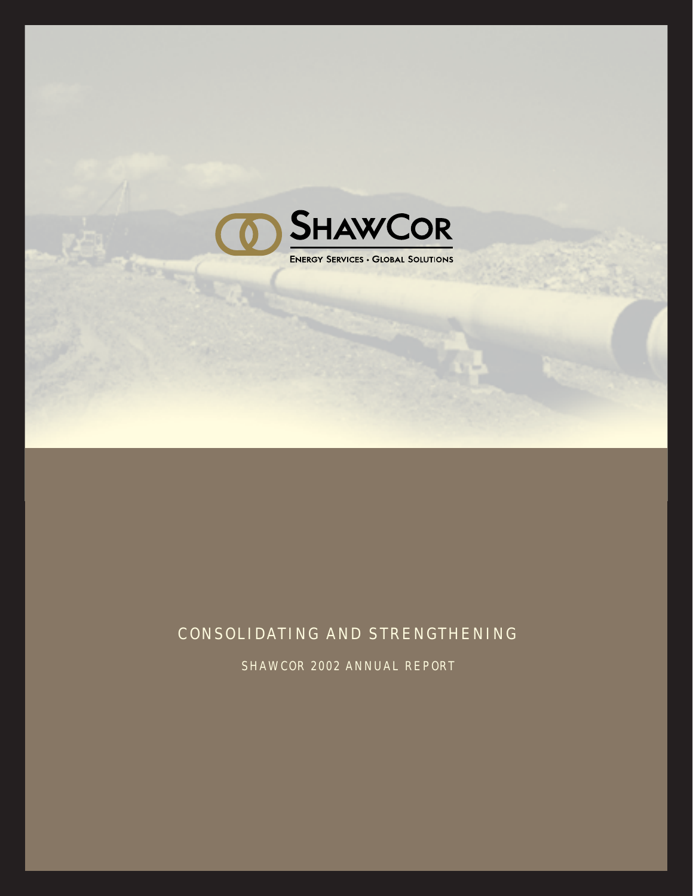# ShawCor

ENERGY SERVICES · GLOBAL SOLUTIONS

## CONSOLIDATING AND STRENGTHENING

SHAWCOR 2002 ANNUAL REPORT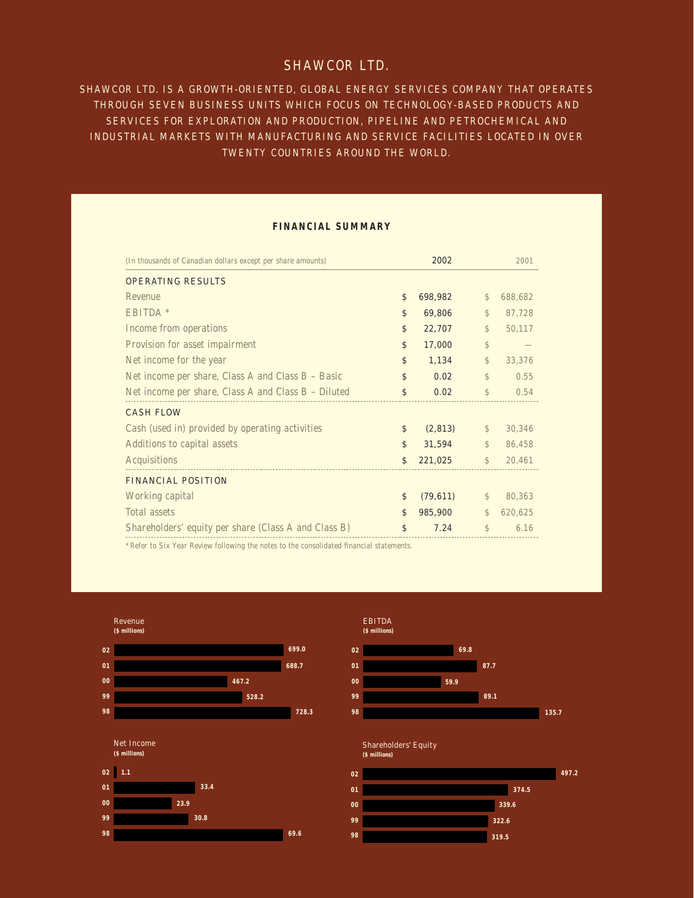# SHAWCOR LTD.

SHAWCOR LTD. IS A GROWTH-ORIENTED, GLOBAL ENERGY SERVICES COMPANY THAT OPERATES THROUGH SEVEN BUSINESS UNITS WHICH FOCUS ON TECHNOLOGY-BASED PRODUCTS AND SERVICES FOR EXPLORATION AND PRODUCTION, PIPELINE AND PETROCHEMICAL AND INDUSTRIAL MARKETS WITH MANUFACTURING AND SERVICE FACILITIES LOCATED IN OVER TWENTY COUNTRIES AROUND THE WORLD.

## FINANCIAL SUMMARY

| *(In thousands of Canadian dollars except per share amounts)* | 2002 | 2001 |
|---|---|---|
| **OPERATING RESULTS** | | |
| Revenue | $ 698,982 | $ 688,682 |
| EBITDA * | $ 69,806 | $ 87,728 |
| Income from operations | $ 22,707 | $ 50,117 |
| Provision for asset impairment | $ 17,000 | $ — |
| Net income for the year | $ 1,134 | $ 33,376 |
| Net income per share, Class A and Class B – Basic | $ 0.02 | $ 0.55 |
| Net income per share, Class A and Class B – Diluted | $ 0.02 | $ 0.54 |
| **CASH FLOW** | | |
| Cash (used in) provided by operating activities | $ (2,813) | $ 30,346 |
| Additions to capital assets | $ 31,594 | $ 86,458 |
| Acquisitions | $ 221,025 | $ 20,461 |
| **FINANCIAL POSITION** | | |
| Working capital | $ (79,611) | $ 80,363 |
| Total assets | $ 985,900 | $ 620,625 |
| Shareholders' equity per share (Class A and Class B) | $ 7.24 | $ 6.16 |

*Refer to Six Year Review following the notes to the consolidated financial statements.

**Revenue ($ millions)**

| Year | Revenue |
|---|---|
| 02 | 699.0 |
| 01 | 688.7 |
| 00 | 467.2 |
| 99 | 528.2 |
| 98 | 728.3 |

**EBITDA ($ millions)**

| Year | EBITDA |
|---|---|
| 02 | 69.8 |
| 01 | 87.7 |
| 00 | 59.9 |
| 99 | 89.1 |
| 98 | 135.7 |

**Net Income ($ millions)**

| Year | Net Income |
|---|---|
| 02 | 1.1 |
| 01 | 33.4 |
| 00 | 23.9 |
| 99 | 30.8 |
| 98 | 69.6 |

**Shareholders' Equity ($ millions)**

| Year | Shareholders' Equity |
|---|---|
| 02 | 497.2 |
| 01 | 374.5 |
| 00 | 339.6 |
| 99 | 322.6 |
| 98 | 319.5 |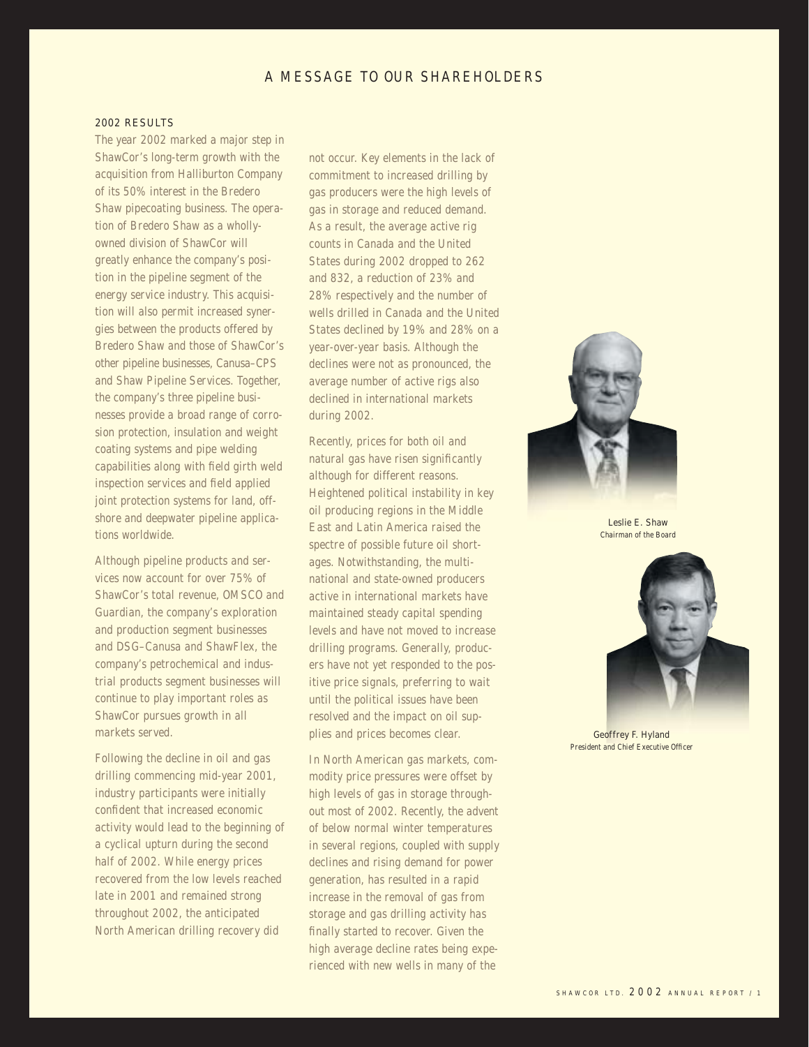# A MESSAGE TO OUR SHAREHOLDERS

## 2002 RESULTS

The year 2002 marked a major step in ShawCor's long-term growth with the acquisition from Halliburton Company of its 50% interest in the Bredero Shaw pipecoating business. The operation of Bredero Shaw as a wholly-owned division of ShawCor will greatly enhance the company's position in the pipeline segment of the energy service industry. This acquisition will also permit increased synergies between the products offered by Bredero Shaw and those of ShawCor's other pipeline businesses, Canusa–CPS and Shaw Pipeline Services. Together, the company's three pipeline businesses provide a broad range of corrosion protection, insulation and weight coating systems and pipe welding capabilities along with field girth weld inspection services and field applied joint protection systems for land, offshore and deepwater pipeline applications worldwide.

Although pipeline products and services now account for over 75% of ShawCor's total revenue, OMSCO and Guardian, the company's exploration and production segment businesses and DSG–Canusa and ShawFlex, the company's petrochemical and industrial products segment businesses will continue to play important roles as ShawCor pursues growth in all markets served.

Following the decline in oil and gas drilling commencing mid-year 2001, industry participants were initially confident that increased economic activity would lead to the beginning of a cyclical upturn during the second half of 2002. While energy prices recovered from the low levels reached late in 2001 and remained strong throughout 2002, the anticipated North American drilling recovery did not occur. Key elements in the lack of commitment to increased drilling by gas producers were the high levels of gas in storage and reduced demand. As a result, the average active rig counts in Canada and the United States during 2002 dropped to 262 and 832, a reduction of 23% and 28% respectively and the number of wells drilled in Canada and the United States declined by 19% and 28% on a year-over-year basis. Although the declines were not as pronounced, the average number of active rigs also declined in international markets during 2002.

Recently, prices for both oil and natural gas have risen significantly although for different reasons. Heightened political instability in key oil producing regions in the Middle East and Latin America raised the spectre of possible future oil shortages. Notwithstanding, the multinational and state-owned producers active in international markets have maintained steady capital spending levels and have not moved to increase drilling programs. Generally, producers have not yet responded to the positive price signals, preferring to wait until the political issues have been resolved and the impact on oil supplies and prices becomes clear.

In North American gas markets, commodity price pressures were offset by high levels of gas in storage throughout most of 2002. Recently, the advent of below normal winter temperatures in several regions, coupled with supply declines and rising demand for power generation, has resulted in a rapid increase in the removal of gas from storage and gas drilling activity has finally started to recover. Given the high average decline rates being experienced with new wells in many of the

Leslie E. Shaw
*Chairman of the Board*

Geoffrey F. Hyland
*President and Chief Executive Officer*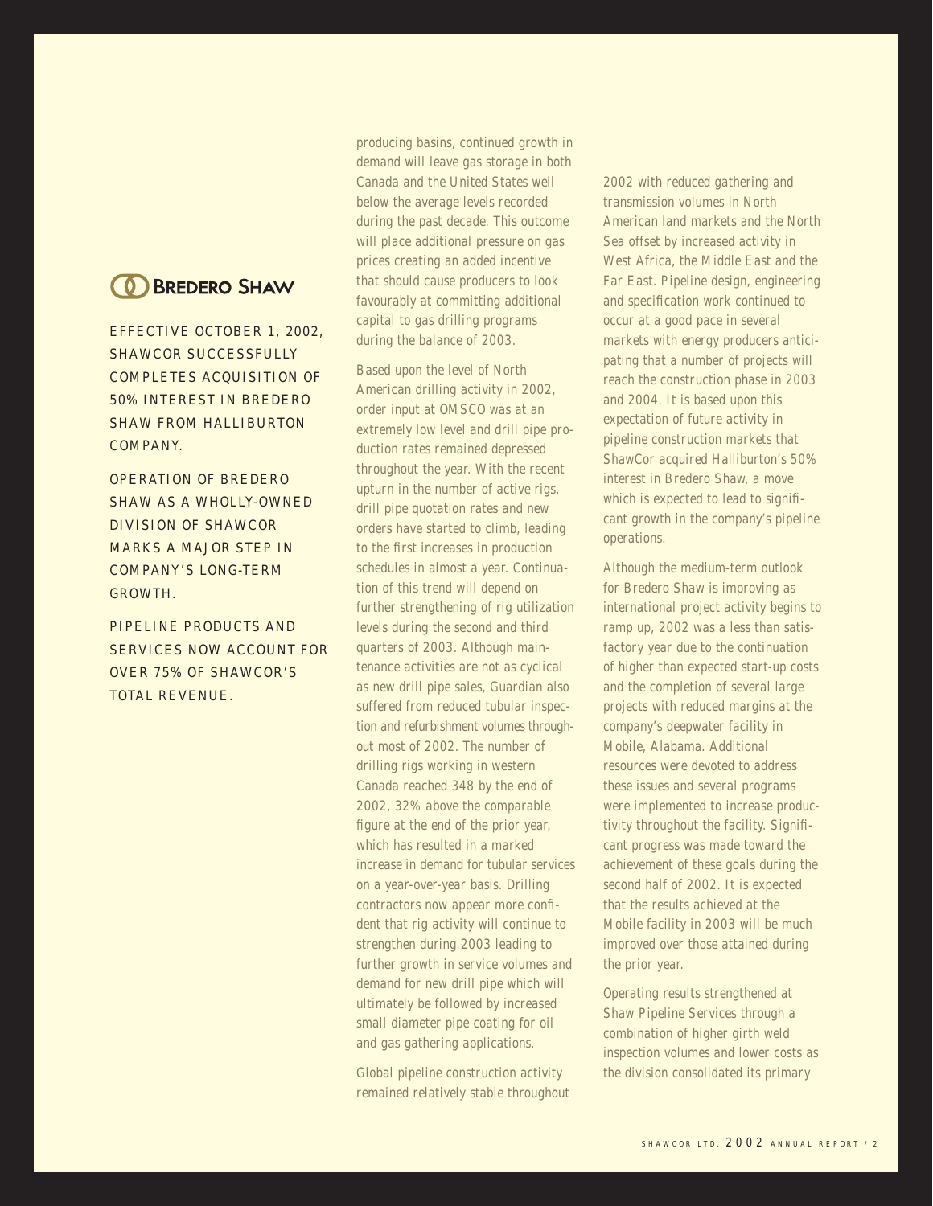**BREDERO SHAW**

EFFECTIVE OCTOBER 1, 2002, SHAWCOR SUCCESSFULLY COMPLETES ACQUISITION OF 50% INTEREST IN BREDERO SHAW FROM HALLIBURTON COMPANY.

OPERATION OF BREDERO SHAW AS A WHOLLY-OWNED DIVISION OF SHAWCOR MARKS A MAJOR STEP IN COMPANY'S LONG-TERM GROWTH.

PIPELINE PRODUCTS AND SERVICES NOW ACCOUNT FOR OVER 75% OF SHAWCOR'S TOTAL REVENUE.

producing basins, continued growth in demand will leave gas storage in both Canada and the United States well below the average levels recorded during the past decade. This outcome will place additional pressure on gas prices creating an added incentive that should cause producers to look favourably at committing additional capital to gas drilling programs during the balance of 2003.

Based upon the level of North American drilling activity in 2002, order input at OMSCO was at an extremely low level and drill pipe production rates remained depressed throughout the year. With the recent upturn in the number of active rigs, drill pipe quotation rates and new orders have started to climb, leading to the first increases in production schedules in almost a year. Continuation of this trend will depend on further strengthening of rig utilization levels during the second and third quarters of 2003. Although maintenance activities are not as cyclical as new drill pipe sales, Guardian also suffered from reduced tubular inspection and refurbishment volumes throughout most of 2002. The number of drilling rigs working in western Canada reached 348 by the end of 2002, 32% above the comparable figure at the end of the prior year, which has resulted in a marked increase in demand for tubular services on a year-over-year basis. Drilling contractors now appear more confident that rig activity will continue to strengthen during 2003 leading to further growth in service volumes and demand for new drill pipe which will ultimately be followed by increased small diameter pipe coating for oil and gas gathering applications.

Global pipeline construction activity remained relatively stable throughout 2002 with reduced gathering and transmission volumes in North American land markets and the North Sea offset by increased activity in West Africa, the Middle East and the Far East. Pipeline design, engineering and specification work continued to occur at a good pace in several markets with energy producers anticipating that a number of projects will reach the construction phase in 2003 and 2004. It is based upon this expectation of future activity in pipeline construction markets that ShawCor acquired Halliburton's 50% interest in Bredero Shaw, a move which is expected to lead to significant growth in the company's pipeline operations.

Although the medium-term outlook for Bredero Shaw is improving as international project activity begins to ramp up, 2002 was a less than satisfactory year due to the continuation of higher than expected start-up costs and the completion of several large projects with reduced margins at the company's deepwater facility in Mobile, Alabama. Additional resources were devoted to address these issues and several programs were implemented to increase productivity throughout the facility. Significant progress was made toward the achievement of these goals during the second half of 2002. It is expected that the results achieved at the Mobile facility in 2003 will be much improved over those attained during the prior year.

Operating results strengthened at Shaw Pipeline Services through a combination of higher girth weld inspection volumes and lower costs as the division consolidated its primary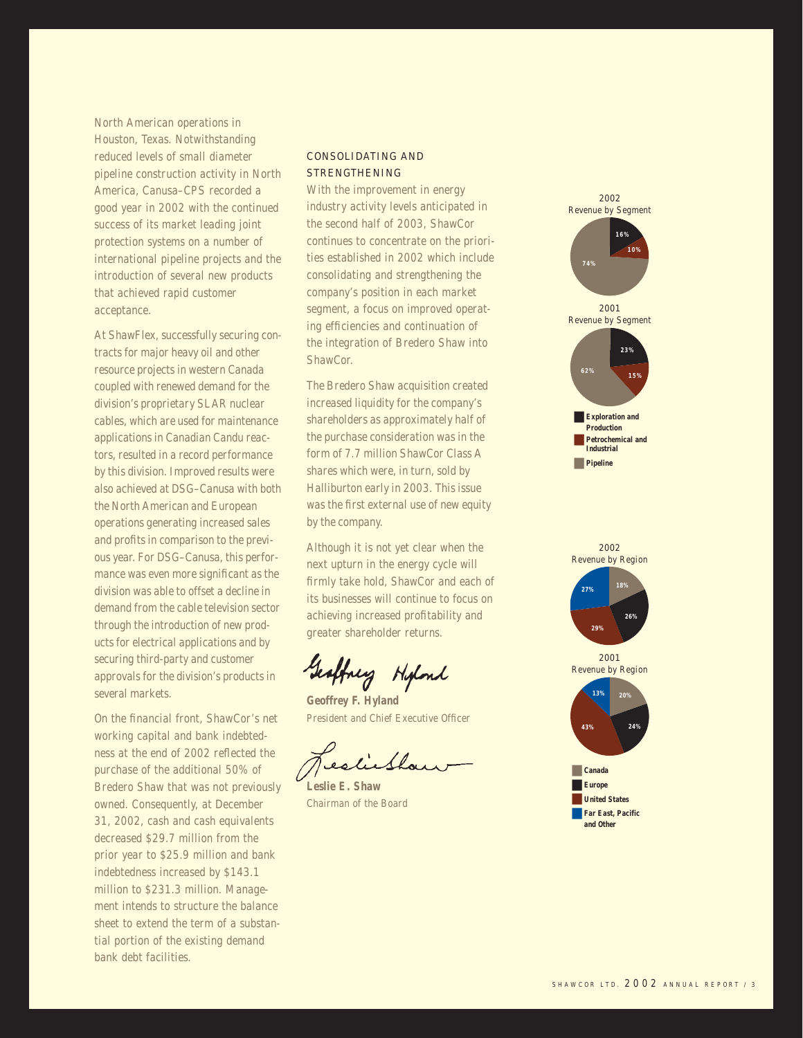North American operations in Houston, Texas. Notwithstanding reduced levels of small diameter pipeline construction activity in North America, Canusa–CPS recorded a good year in 2002 with the continued success of its market leading joint protection systems on a number of international pipeline projects and the introduction of several new products that achieved rapid customer acceptance.

At ShawFlex, successfully securing contracts for major heavy oil and other resource projects in western Canada coupled with renewed demand for the division's proprietary SLAR nuclear cables, which are used for maintenance applications in Canadian Candu reactors, resulted in a record performance by this division. Improved results were also achieved at DSG–Canusa with both the North American and European operations generating increased sales and profits in comparison to the previous year. For DSG–Canusa, this performance was even more significant as the division was able to offset a decline in demand from the cable television sector through the introduction of new products for electrical applications and by securing third-party and customer approvals for the division's products in several markets.

On the financial front, ShawCor's net working capital and bank indebtedness at the end of 2002 reflected the purchase of the additional 50% of Bredero Shaw that was not previously owned. Consequently, at December 31, 2002, cash and cash equivalents decreased $29.7 million from the prior year to $25.9 million and bank indebtedness increased by $143.1 million to $231.3 million. Management intends to structure the balance sheet to extend the term of a substantial portion of the existing demand bank debt facilities.

## CONSOLIDATING AND STRENGTHENING

With the improvement in energy industry activity levels anticipated in the second half of 2003, ShawCor continues to concentrate on the priorities established in 2002 which include consolidating and strengthening the company's position in each market segment, a focus on improved operating efficiencies and continuation of the integration of Bredero Shaw into ShawCor.

The Bredero Shaw acquisition created increased liquidity for the company's shareholders as approximately half of the purchase consideration was in the form of 7.7 million ShawCor Class A shares which were, in turn, sold by Halliburton early in 2003. This issue was the first external use of new equity by the company.

Although it is not yet clear when the next upturn in the energy cycle will firmly take hold, ShawCor and each of its businesses will continue to focus on achieving increased profitability and greater shareholder returns.

**Geoffrey F. Hyland**
*President and Chief Executive Officer*

**Leslie E. Shaw**
*Chairman of the Board*

2002 Revenue by Segment

| Segment | 2002 | 2001 |
|---|---|---|
| Exploration and Production | 16% | 23% |
| Petrochemical and Industrial | 10% | 15% |
| Pipeline | 74% | 62% |

2002 Revenue by Region

| Region | 2002 | 2001 |
|---|---|---|
| Canada | 18% | 20% |
| Europe | 26% | 24% |
| United States | 29% | 43% |
| Far East, Pacific and Other | 27% | 13% |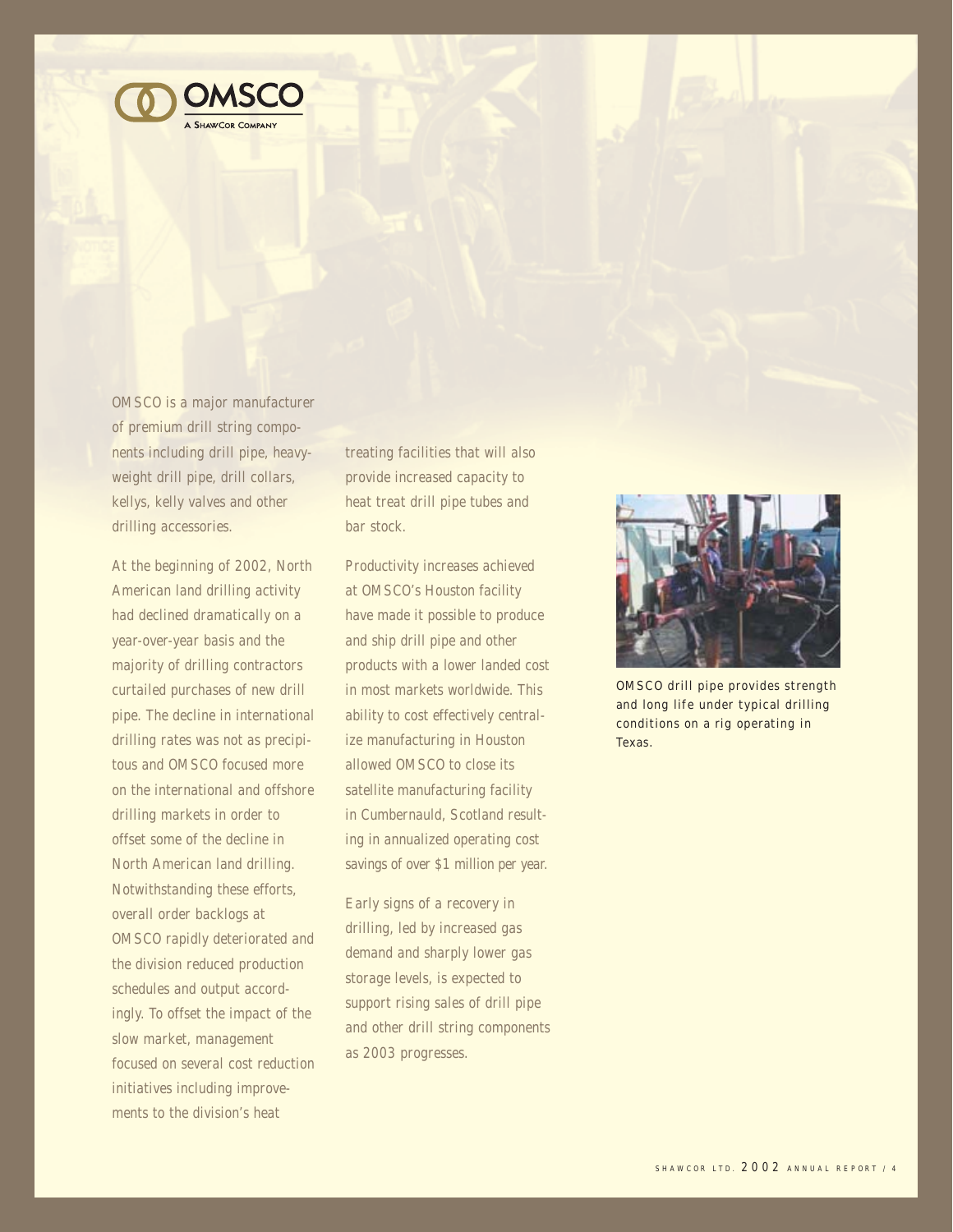# OMSCO

A ShawCor Company

OMSCO is a major manufacturer of premium drill string components including drill pipe, heavy-weight drill pipe, drill collars, kellys, kelly valves and other drilling accessories.

At the beginning of 2002, North American land drilling activity had declined dramatically on a year-over-year basis and the majority of drilling contractors curtailed purchases of new drill pipe. The decline in international drilling rates was not as precipitous and OMSCO focused more on the international and offshore drilling markets in order to offset some of the decline in North American land drilling. Notwithstanding these efforts, overall order backlogs at OMSCO rapidly deteriorated and the division reduced production schedules and output accordingly. To offset the impact of the slow market, management focused on several cost reduction initiatives including improvements to the division's heat treating facilities that will also provide increased capacity to heat treat drill pipe tubes and bar stock.

Productivity increases achieved at OMSCO's Houston facility have made it possible to produce and ship drill pipe and other products with a lower landed cost in most markets worldwide. This ability to cost effectively centralize manufacturing in Houston allowed OMSCO to close its satellite manufacturing facility in Cumbernauld, Scotland resulting in annualized operating cost savings of over $1 million per year.

Early signs of a recovery in drilling, led by increased gas demand and sharply lower gas storage levels, is expected to support rising sales of drill pipe and other drill string components as 2003 progresses.

OMSCO drill pipe provides strength and long life under typical drilling conditions on a rig operating in Texas.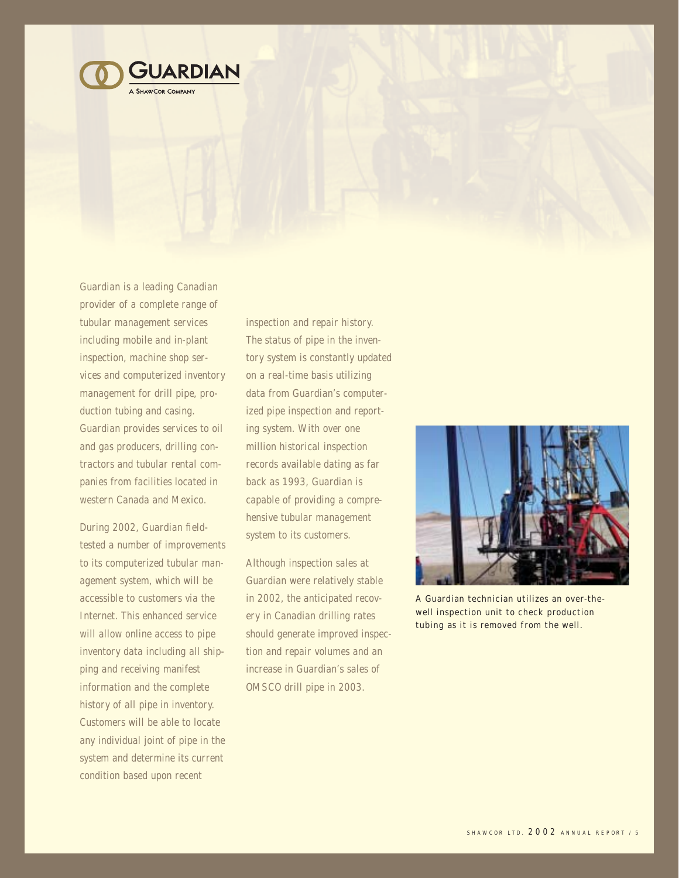# GUARDIAN

A SHAWCOR COMPANY

Guardian is a leading Canadian provider of a complete range of tubular management services including mobile and in-plant inspection, machine shop services and computerized inventory management for drill pipe, production tubing and casing. Guardian provides services to oil and gas producers, drilling contractors and tubular rental companies from facilities located in western Canada and Mexico.

During 2002, Guardian field-tested a number of improvements to its computerized tubular management system, which will be accessible to customers via the Internet. This enhanced service will allow online access to pipe inventory data including all shipping and receiving manifest information and the complete history of all pipe in inventory. Customers will be able to locate any individual joint of pipe in the system and determine its current condition based upon recent inspection and repair history. The status of pipe in the inventory system is constantly updated on a real-time basis utilizing data from Guardian's computerized pipe inspection and reporting system. With over one million historical inspection records available dating as far back as 1993, Guardian is capable of providing a comprehensive tubular management system to its customers.

Although inspection sales at Guardian were relatively stable in 2002, the anticipated recovery in Canadian drilling rates should generate improved inspection and repair volumes and an increase in Guardian's sales of OMSCO drill pipe in 2003.

A Guardian technician utilizes an over-the-well inspection unit to check production tubing as it is removed from the well.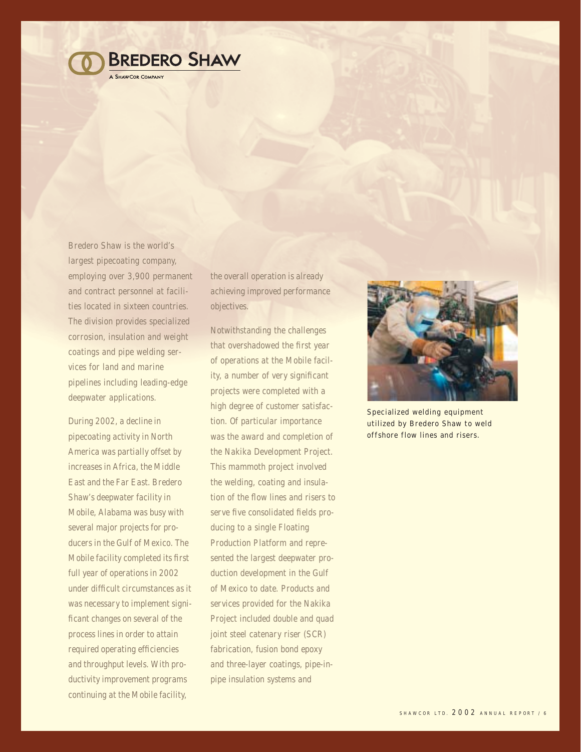# BREDERO SHAW

A SHAWCOR COMPANY

Bredero Shaw is the world's largest pipecoating company, employing over 3,900 permanent and contract personnel at facilities located in sixteen countries. The division provides specialized corrosion, insulation and weight coatings and pipe welding services for land and marine pipelines including leading-edge deepwater applications.

During 2002, a decline in pipecoating activity in North America was partially offset by increases in Africa, the Middle East and the Far East. Bredero Shaw's deepwater facility in Mobile, Alabama was busy with several major projects for producers in the Gulf of Mexico. The Mobile facility completed its first full year of operations in 2002 under difficult circumstances as it was necessary to implement significant changes on several of the process lines in order to attain required operating efficiencies and throughput levels. With productivity improvement programs continuing at the Mobile facility, the overall operation is already achieving improved performance objectives.

Notwithstanding the challenges that overshadowed the first year of operations at the Mobile facility, a number of very significant projects were completed with a high degree of customer satisfaction. Of particular importance was the award and completion of the Nakika Development Project. This mammoth project involved the welding, coating and insulation of the flow lines and risers to serve five consolidated fields producing to a single Floating Production Platform and represented the largest deepwater production development in the Gulf of Mexico to date. Products and services provided for the Nakika Project included double and quad joint steel catenary riser (SCR) fabrication, fusion bond epoxy and three-layer coatings, pipe-in-pipe insulation systems and

Specialized welding equipment utilized by Bredero Shaw to weld offshore flow lines and risers.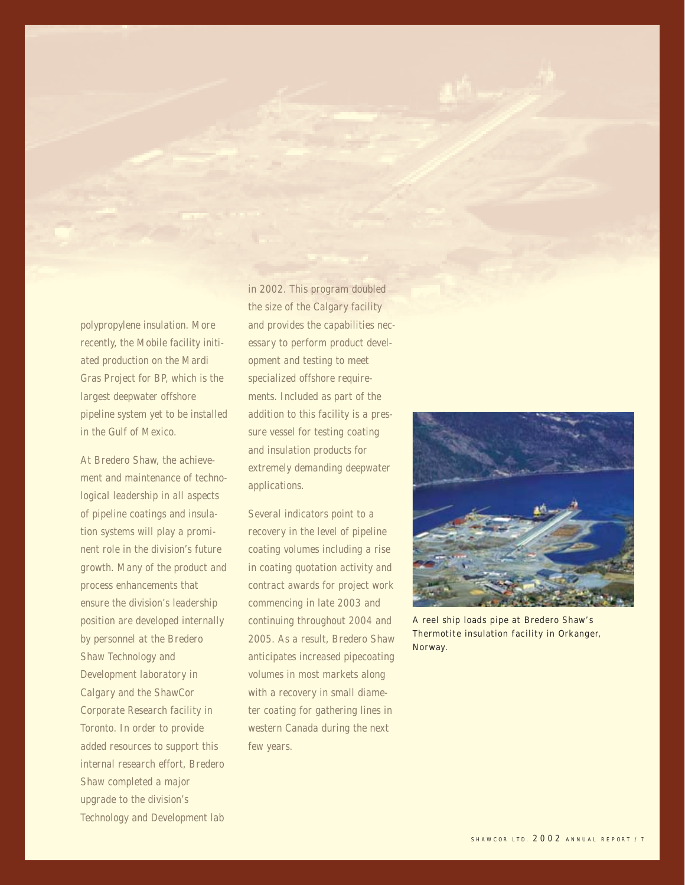polypropylene insulation. More recently, the Mobile facility initiated production on the Mardi Gras Project for BP, which is the largest deepwater offshore pipeline system yet to be installed in the Gulf of Mexico.

At Bredero Shaw, the achievement and maintenance of technological leadership in all aspects of pipeline coatings and insulation systems will play a prominent role in the division's future growth. Many of the product and process enhancements that ensure the division's leadership position are developed internally by personnel at the Bredero Shaw Technology and Development laboratory in Calgary and the ShawCor Corporate Research facility in Toronto. In order to provide added resources to support this internal research effort, Bredero Shaw completed a major upgrade to the division's Technology and Development lab in 2002. This program doubled the size of the Calgary facility and provides the capabilities necessary to perform product development and testing to meet specialized offshore requirements. Included as part of the addition to this facility is a pressure vessel for testing coating and insulation products for extremely demanding deepwater applications.

Several indicators point to a recovery in the level of pipeline coating volumes including a rise in coating quotation activity and contract awards for project work commencing in late 2003 and continuing throughout 2004 and 2005. As a result, Bredero Shaw anticipates increased pipecoating volumes in most markets along with a recovery in small diameter coating for gathering lines in western Canada during the next few years.

A reel ship loads pipe at Bredero Shaw's Thermotite insulation facility in Orkanger, Norway.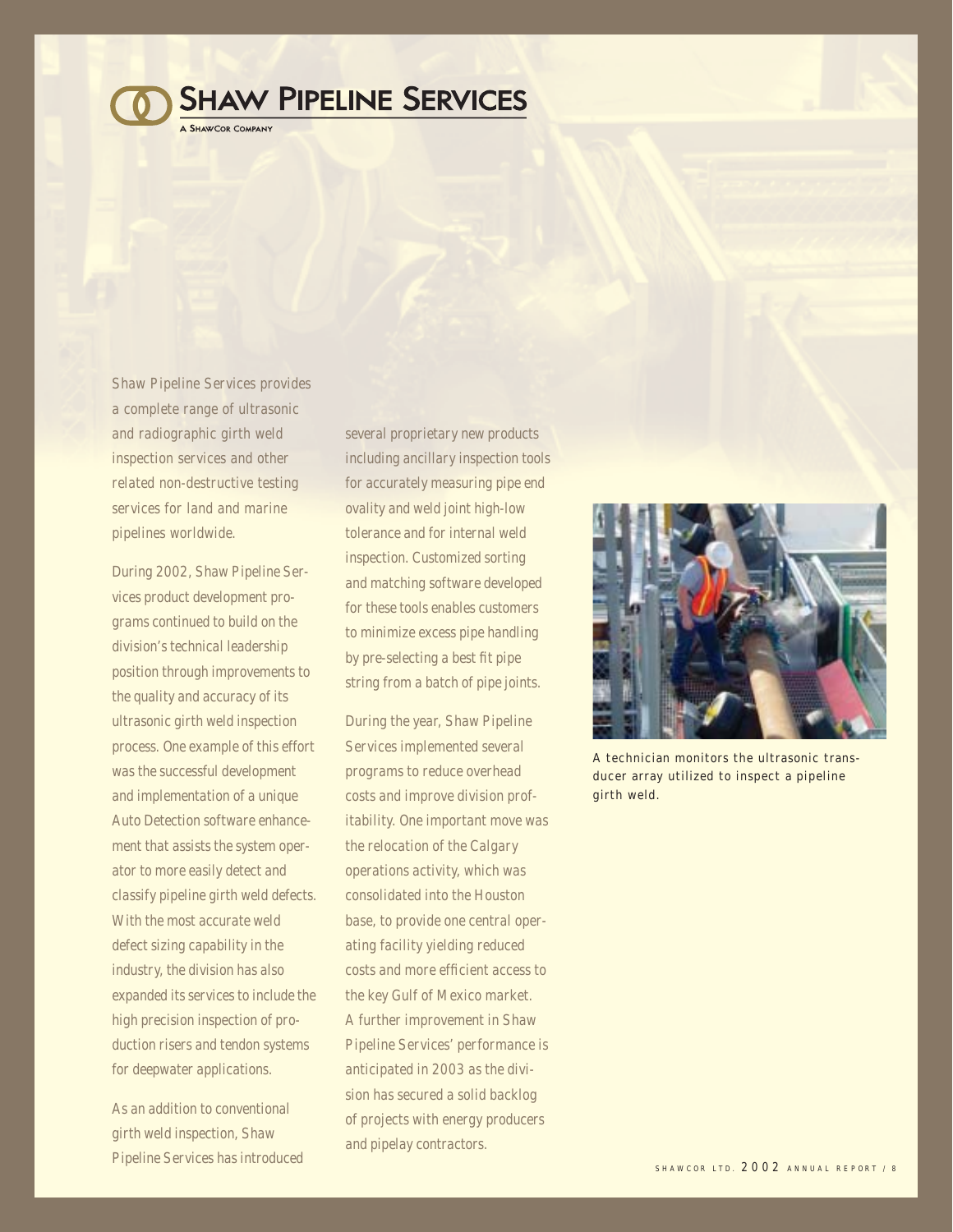# Shaw Pipeline Services

A ShawCor Company

Shaw Pipeline Services provides a complete range of ultrasonic and radiographic girth weld inspection services and other related non-destructive testing services for land and marine pipelines worldwide.

During 2002, Shaw Pipeline Services product development programs continued to build on the division's technical leadership position through improvements to the quality and accuracy of its ultrasonic girth weld inspection process. One example of this effort was the successful development and implementation of a unique Auto Detection software enhancement that assists the system operator to more easily detect and classify pipeline girth weld defects. With the most accurate weld defect sizing capability in the industry, the division has also expanded its services to include the high precision inspection of production risers and tendon systems for deepwater applications.

As an addition to conventional girth weld inspection, Shaw Pipeline Services has introduced several proprietary new products including ancillary inspection tools for accurately measuring pipe end ovality and weld joint high-low tolerance and for internal weld inspection. Customized sorting and matching software developed for these tools enables customers to minimize excess pipe handling by pre-selecting a best fit pipe string from a batch of pipe joints.

During the year, Shaw Pipeline Services implemented several programs to reduce overhead costs and improve division profitability. One important move was the relocation of the Calgary operations activity, which was consolidated into the Houston base, to provide one central operating facility yielding reduced costs and more efficient access to the key Gulf of Mexico market. A further improvement in Shaw Pipeline Services' performance is anticipated in 2003 as the division has secured a solid backlog of projects with energy producers and pipelay contractors.

A technician monitors the ultrasonic transducer array utilized to inspect a pipeline girth weld.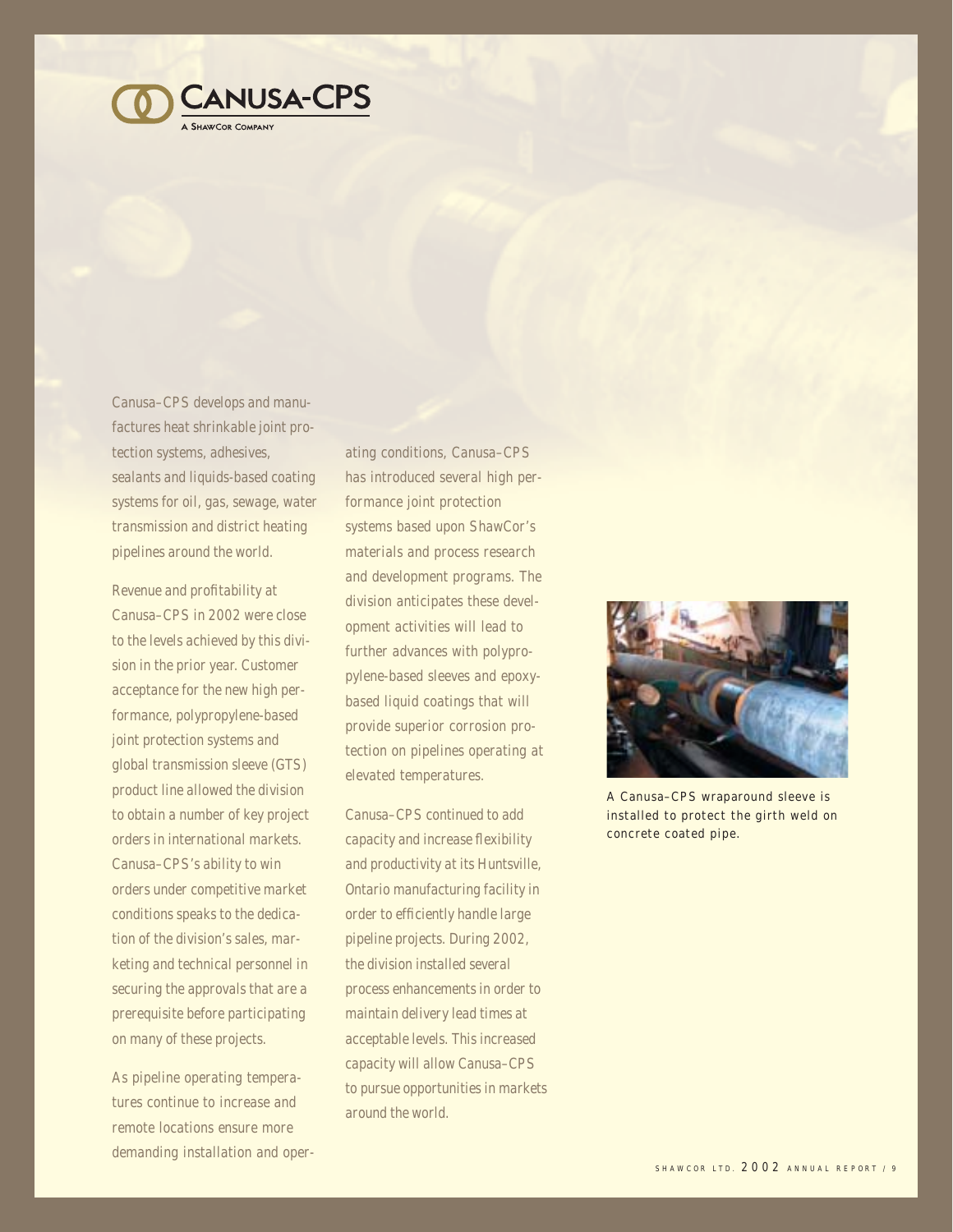# CANUSA-CPS

A SHAWCOR COMPANY

Canusa–CPS develops and manufactures heat shrinkable joint protection systems, adhesives, sealants and liquids-based coating systems for oil, gas, sewage, water transmission and district heating pipelines around the world.

Revenue and profitability at Canusa–CPS in 2002 were close to the levels achieved by this division in the prior year. Customer acceptance for the new high performance, polypropylene-based joint protection systems and global transmission sleeve (GTS) product line allowed the division to obtain a number of key project orders in international markets. Canusa–CPS's ability to win orders under competitive market conditions speaks to the dedication of the division's sales, marketing and technical personnel in securing the approvals that are a prerequisite before participating on many of these projects.

As pipeline operating temperatures continue to increase and remote locations ensure more demanding installation and operating conditions, Canusa–CPS has introduced several high performance joint protection systems based upon ShawCor's materials and process research and development programs. The division anticipates these development activities will lead to further advances with polypropylene-based sleeves and epoxy-based liquid coatings that will provide superior corrosion protection on pipelines operating at elevated temperatures.

Canusa–CPS continued to add capacity and increase flexibility and productivity at its Huntsville, Ontario manufacturing facility in order to efficiently handle large pipeline projects. During 2002, the division installed several process enhancements in order to maintain delivery lead times at acceptable levels. This increased capacity will allow Canusa–CPS to pursue opportunities in markets around the world.

A Canusa–CPS wraparound sleeve is installed to protect the girth weld on concrete coated pipe.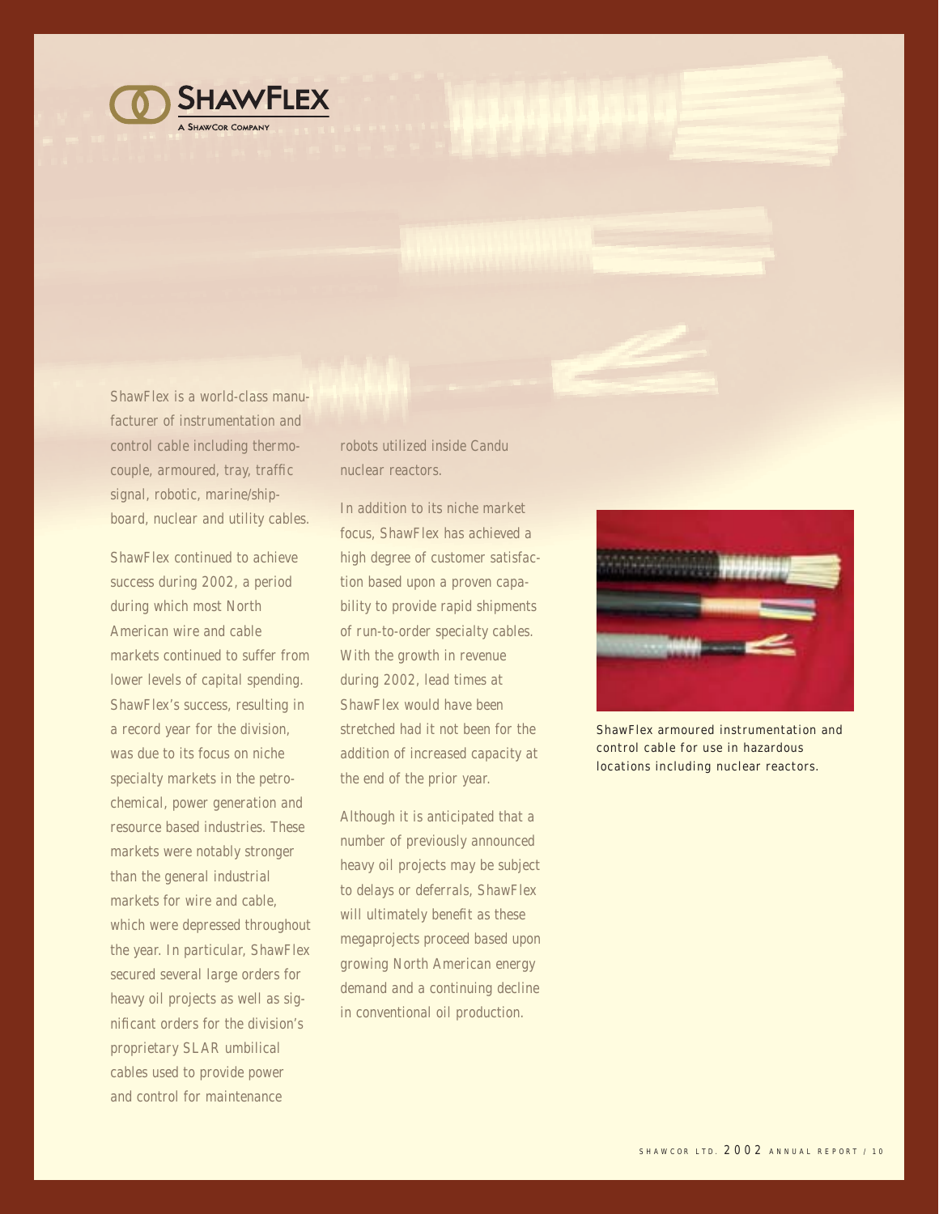# ShawFlex

A ShawCor Company

ShawFlex is a world-class manufacturer of instrumentation and control cable including thermocouple, armoured, tray, traffic signal, robotic, marine/shipboard, nuclear and utility cables.

ShawFlex continued to achieve success during 2002, a period during which most North American wire and cable markets continued to suffer from lower levels of capital spending. ShawFlex's success, resulting in a record year for the division, was due to its focus on niche specialty markets in the petrochemical, power generation and resource based industries. These markets were notably stronger than the general industrial markets for wire and cable, which were depressed throughout the year. In particular, ShawFlex secured several large orders for heavy oil projects as well as significant orders for the division's proprietary SLAR umbilical cables used to provide power and control for maintenance robots utilized inside Candu nuclear reactors.

In addition to its niche market focus, ShawFlex has achieved a high degree of customer satisfaction based upon a proven capability to provide rapid shipments of run-to-order specialty cables. With the growth in revenue during 2002, lead times at ShawFlex would have been stretched had it not been for the addition of increased capacity at the end of the prior year.

Although it is anticipated that a number of previously announced heavy oil projects may be subject to delays or deferrals, ShawFlex will ultimately benefit as these megaprojects proceed based upon growing North American energy demand and a continuing decline in conventional oil production.

ShawFlex armoured instrumentation and control cable for use in hazardous locations including nuclear reactors.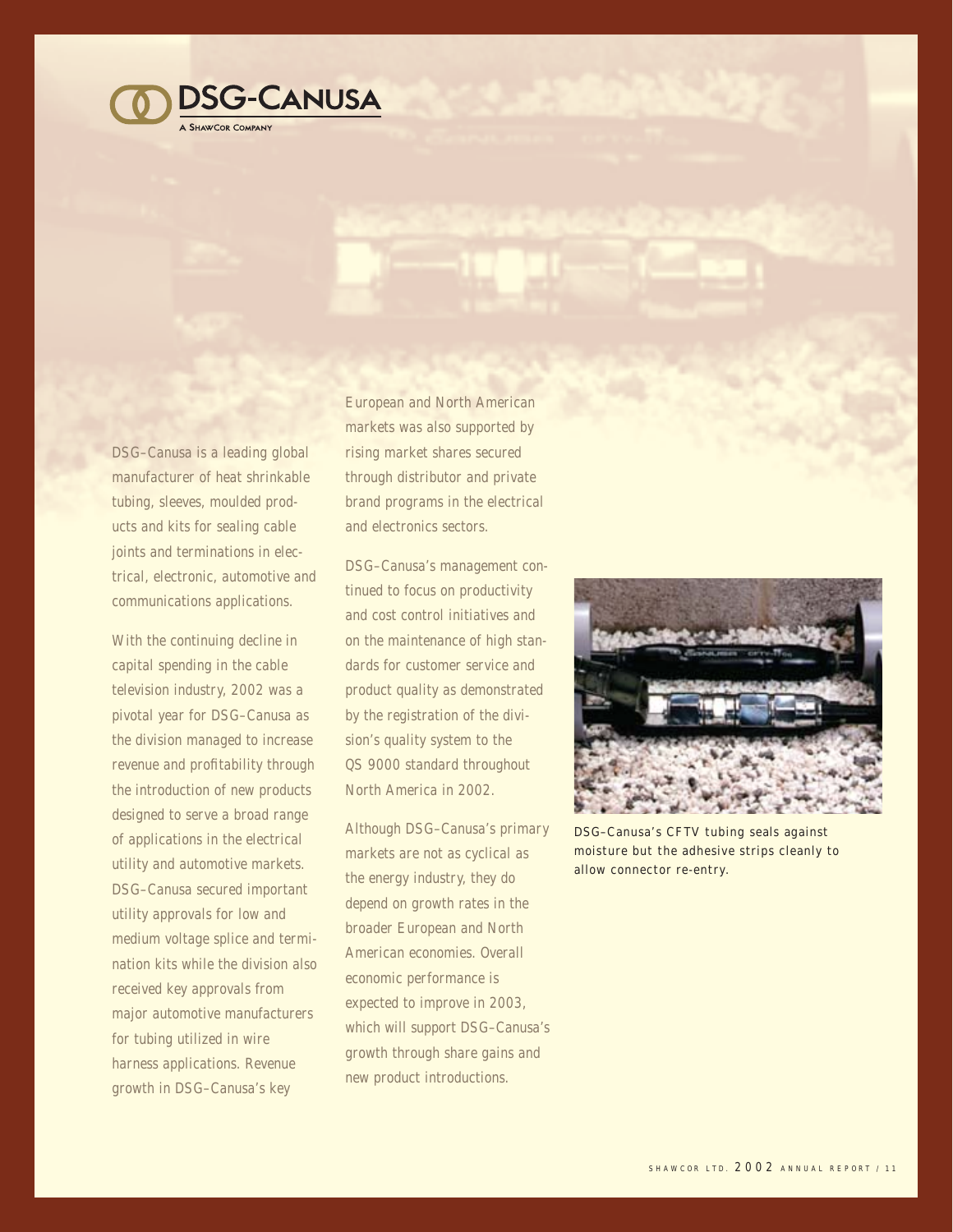# DSG-CANUSA

A SHAWCOR COMPANY

DSG–Canusa is a leading global manufacturer of heat shrinkable tubing, sleeves, moulded products and kits for sealing cable joints and terminations in electrical, electronic, automotive and communications applications.

With the continuing decline in capital spending in the cable television industry, 2002 was a pivotal year for DSG–Canusa as the division managed to increase revenue and profitability through the introduction of new products designed to serve a broad range of applications in the electrical utility and automotive markets. DSG–Canusa secured important utility approvals for low and medium voltage splice and termination kits while the division also received key approvals from major automotive manufacturers for tubing utilized in wire harness applications. Revenue growth in DSG–Canusa's key European and North American markets was also supported by rising market shares secured through distributor and private brand programs in the electrical and electronics sectors.

DSG–Canusa's management continued to focus on productivity and cost control initiatives and on the maintenance of high standards for customer service and product quality as demonstrated by the registration of the division's quality system to the QS 9000 standard throughout North America in 2002.

Although DSG–Canusa's primary markets are not as cyclical as the energy industry, they do depend on growth rates in the broader European and North American economies. Overall economic performance is expected to improve in 2003, which will support DSG–Canusa's growth through share gains and new product introductions.

DSG–Canusa's CFTV tubing seals against moisture but the adhesive strips cleanly to allow connector re-entry.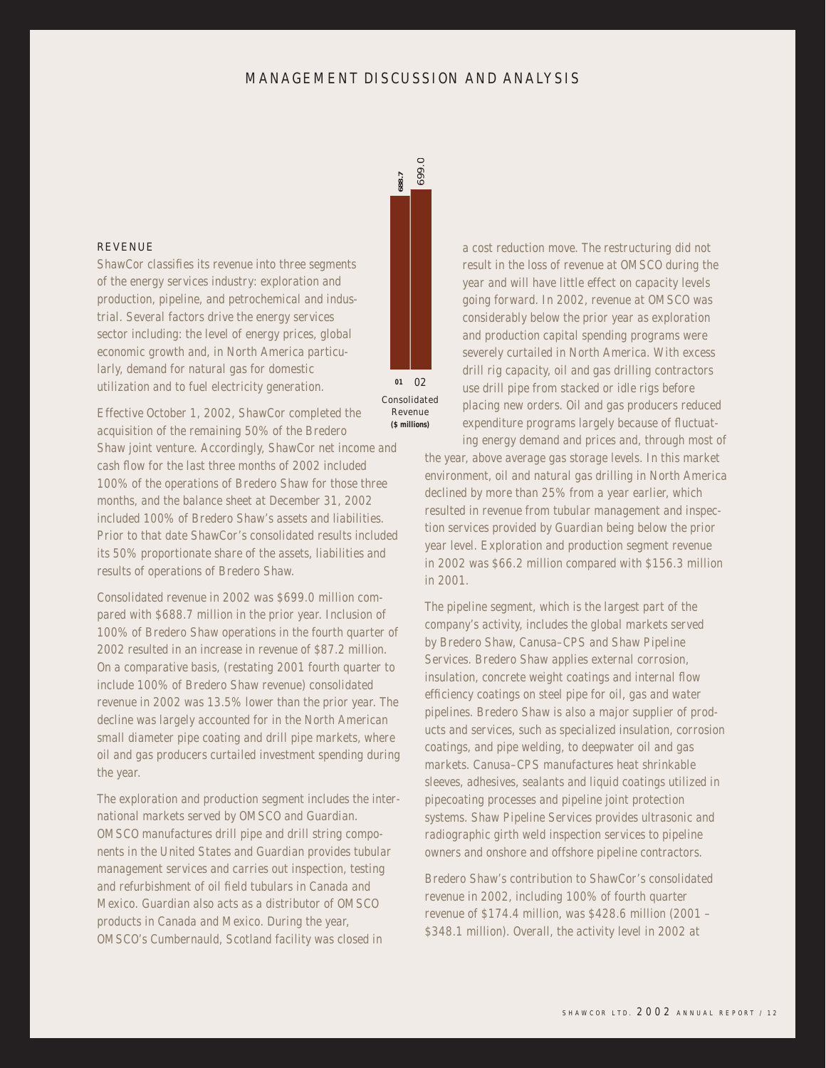# MANAGEMENT DISCUSSION AND ANALYSIS

Consolidated Revenue ($ millions)

| 01 | 02 |
|---|---|
| 688.7 | 699.0 |

## REVENUE

ShawCor classifies its revenue into three segments of the energy services industry: exploration and production, pipeline, and petrochemical and industrial. Several factors drive the energy services sector including: the level of energy prices, global economic growth and, in North America particularly, demand for natural gas for domestic utilization and to fuel electricity generation.

Effective October 1, 2002, ShawCor completed the acquisition of the remaining 50% of the Bredero Shaw joint venture. Accordingly, ShawCor net income and cash flow for the last three months of 2002 included 100% of the operations of Bredero Shaw for those three months, and the balance sheet at December 31, 2002 included 100% of Bredero Shaw's assets and liabilities. Prior to that date ShawCor's consolidated results included its 50% proportionate share of the assets, liabilities and results of operations of Bredero Shaw.

Consolidated revenue in 2002 was $699.0 million compared with $688.7 million in the prior year. Inclusion of 100% of Bredero Shaw operations in the fourth quarter of 2002 resulted in an increase in revenue of $87.2 million. On a comparative basis, (restating 2001 fourth quarter to include 100% of Bredero Shaw revenue) consolidated revenue in 2002 was 13.5% lower than the prior year. The decline was largely accounted for in the North American small diameter pipe coating and drill pipe markets, where oil and gas producers curtailed investment spending during the year.

The exploration and production segment includes the international markets served by OMSCO and Guardian. OMSCO manufactures drill pipe and drill string components in the United States and Guardian provides tubular management services and carries out inspection, testing and refurbishment of oil field tubulars in Canada and Mexico. Guardian also acts as a distributor of OMSCO products in Canada and Mexico. During the year, OMSCO's Cumbernauld, Scotland facility was closed in a cost reduction move. The restructuring did not result in the loss of revenue at OMSCO during the year and will have little effect on capacity levels going forward. In 2002, revenue at OMSCO was considerably below the prior year as exploration and production capital spending programs were severely curtailed in North America. With excess drill rig capacity, oil and gas drilling contractors use drill pipe from stacked or idle rigs before placing new orders. Oil and gas producers reduced expenditure programs largely because of fluctuating energy demand and prices and, through most of the year, above average gas storage levels. In this market environment, oil and natural gas drilling in North America declined by more than 25% from a year earlier, which resulted in revenue from tubular management and inspection services provided by Guardian being below the prior year level. Exploration and production segment revenue in 2002 was $66.2 million compared with $156.3 million in 2001.

The pipeline segment, which is the largest part of the company's activity, includes the global markets served by Bredero Shaw, Canusa–CPS and Shaw Pipeline Services. Bredero Shaw applies external corrosion, insulation, concrete weight coatings and internal flow efficiency coatings on steel pipe for oil, gas and water pipelines. Bredero Shaw is also a major supplier of products and services, such as specialized insulation, corrosion coatings, and pipe welding, to deepwater oil and gas markets. Canusa–CPS manufactures heat shrinkable sleeves, adhesives, sealants and liquid coatings utilized in pipecoating processes and pipeline joint protection systems. Shaw Pipeline Services provides ultrasonic and radiographic girth weld inspection services to pipeline owners and onshore and offshore pipeline contractors.

Bredero Shaw's contribution to ShawCor's consolidated revenue in 2002, including 100% of fourth quarter revenue of $174.4 million, was $428.6 million (2001 – $348.1 million). Overall, the activity level in 2002 at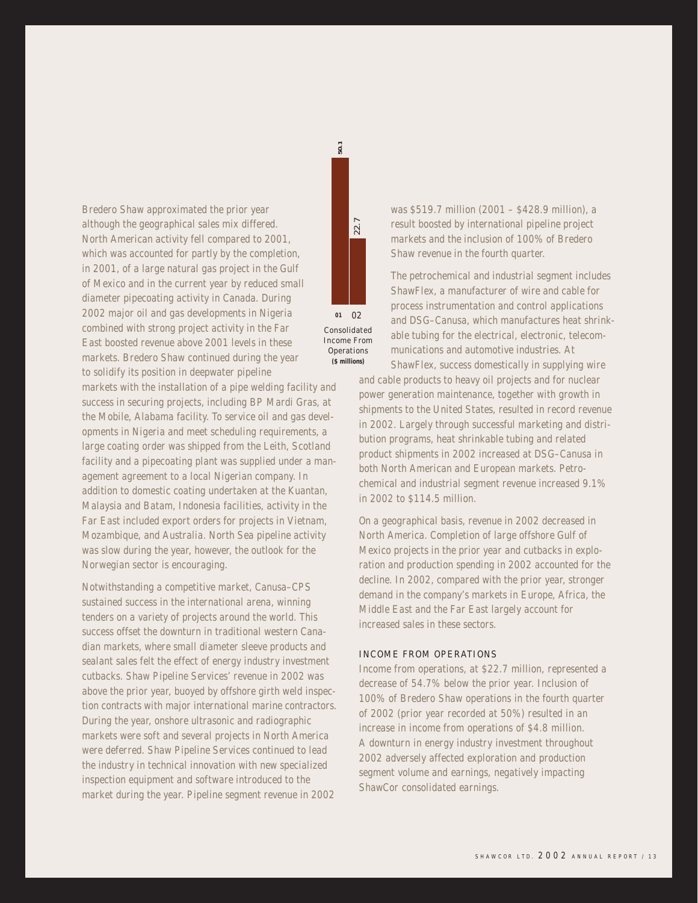Bredero Shaw approximated the prior year although the geographical sales mix differed. North American activity fell compared to 2001, which was accounted for partly by the completion, in 2001, of a large natural gas project in the Gulf of Mexico and in the current year by reduced small diameter pipecoating activity in Canada. During 2002 major oil and gas developments in Nigeria combined with strong project activity in the Far East boosted revenue above 2001 levels in these markets. Bredero Shaw continued during the year to solidify its position in deepwater pipeline markets with the installation of a pipe welding facility and success in securing projects, including BP Mardi Gras, at the Mobile, Alabama facility. To service oil and gas developments in Nigeria and meet scheduling requirements, a large coating order was shipped from the Leith, Scotland facility and a pipecoating plant was supplied under a management agreement to a local Nigerian company. In addition to domestic coating undertaken at the Kuantan, Malaysia and Batam, Indonesia facilities, activity in the Far East included export orders for projects in Vietnam, Mozambique, and Australia. North Sea pipeline activity was slow during the year, however, the outlook for the Norwegian sector is encouraging.

Notwithstanding a competitive market, Canusa–CPS sustained success in the international arena, winning tenders on a variety of projects around the world. This success offset the downturn in traditional western Canadian markets, where small diameter sleeve products and sealant sales felt the effect of energy industry investment cutbacks. Shaw Pipeline Services' revenue in 2002 was above the prior year, buoyed by offshore girth weld inspection contracts with major international marine contractors. During the year, onshore ultrasonic and radiographic markets were soft and several projects in North America were deferred. Shaw Pipeline Services continued to lead the industry in technical innovation with new specialized inspection equipment and software introduced to the market during the year. Pipeline segment revenue in 2002 was $519.7 million (2001 – $428.9 million), a result boosted by international pipeline project markets and the inclusion of 100% of Bredero Shaw revenue in the fourth quarter.

| 01 | 02 |
|---|---|
| 50.1 | 22.7 |

Consolidated Income From Operations **($ millions)**

The petrochemical and industrial segment includes ShawFlex, a manufacturer of wire and cable for process instrumentation and control applications and DSG–Canusa, which manufactures heat shrinkable tubing for the electrical, electronic, telecommunications and automotive industries. At ShawFlex, success domestically in supplying wire and cable products to heavy oil projects and for nuclear power generation maintenance, together with growth in shipments to the United States, resulted in record revenue in 2002. Largely through successful marketing and distribution programs, heat shrinkable tubing and related product shipments in 2002 increased at DSG–Canusa in both North American and European markets. Petrochemical and industrial segment revenue increased 9.1% in 2002 to $114.5 million.

On a geographical basis, revenue in 2002 decreased in North America. Completion of large offshore Gulf of Mexico projects in the prior year and cutbacks in exploration and production spending in 2002 accounted for the decline. In 2002, compared with the prior year, stronger demand in the company's markets in Europe, Africa, the Middle East and the Far East largely account for increased sales in these sectors.

## INCOME FROM OPERATIONS

Income from operations, at $22.7 million, represented a decrease of 54.7% below the prior year. Inclusion of 100% of Bredero Shaw operations in the fourth quarter of 2002 (prior year recorded at 50%) resulted in an increase in income from operations of $4.8 million. A downturn in energy industry investment throughout 2002 adversely affected exploration and production segment volume and earnings, negatively impacting ShawCor consolidated earnings.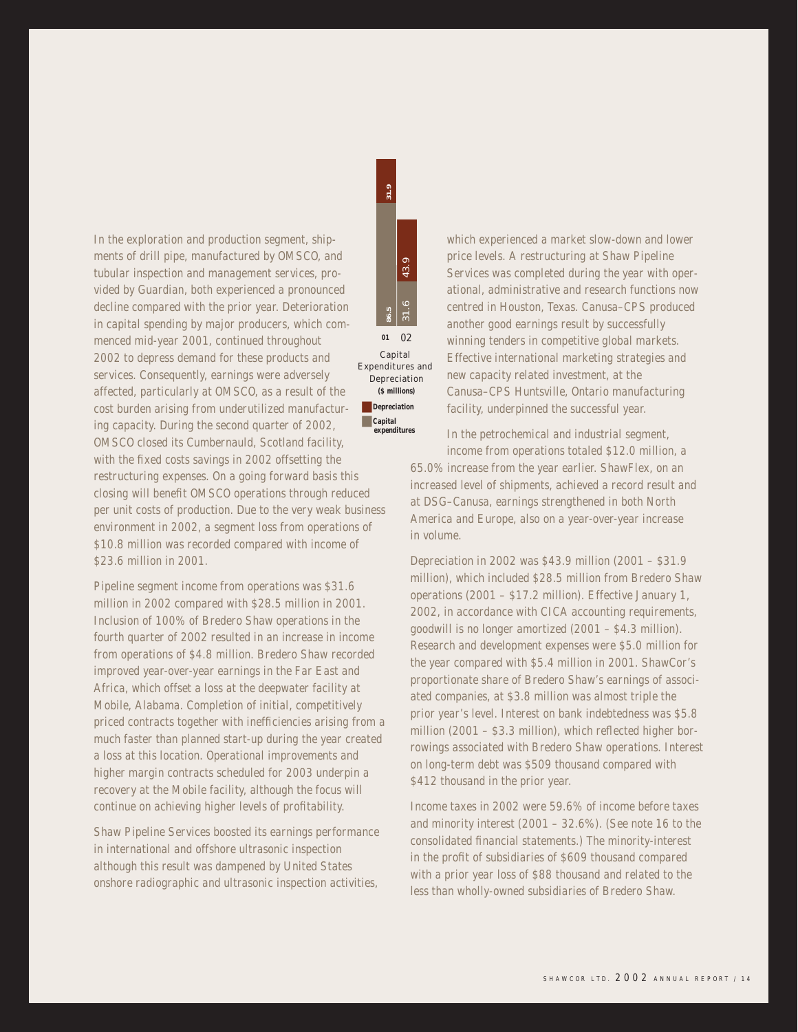In the exploration and production segment, shipments of drill pipe, manufactured by OMSCO, and tubular inspection and management services, provided by Guardian, both experienced a pronounced decline compared with the prior year. Deterioration in capital spending by major producers, which commenced mid-year 2001, continued throughout 2002 to depress demand for these products and services. Consequently, earnings were adversely affected, particularly at OMSCO, as a result of the cost burden arising from underutilized manufacturing capacity. During the second quarter of 2002, OMSCO closed its Cumbernauld, Scotland facility, with the fixed costs savings in 2002 offsetting the restructuring expenses. On a going forward basis this closing will benefit OMSCO operations through reduced per unit costs of production. Due to the very weak business environment in 2002, a segment loss from operations of $10.8 million was recorded compared with income of $23.6 million in 2001.

**Capital Expenditures and Depreciation ($ millions)**

| | 01 | 02 |
|---|---|---|
| Capital expenditures | 86.5 | 31.6 |
| Depreciation | 31.9 | 43.9 |

Pipeline segment income from operations was $31.6 million in 2002 compared with $28.5 million in 2001. Inclusion of 100% of Bredero Shaw operations in the fourth quarter of 2002 resulted in an increase in income from operations of $4.8 million. Bredero Shaw recorded improved year-over-year earnings in the Far East and Africa, which offset a loss at the deepwater facility at Mobile, Alabama. Completion of initial, competitively priced contracts together with inefficiencies arising from a much faster than planned start-up during the year created a loss at this location. Operational improvements and higher margin contracts scheduled for 2003 underpin a recovery at the Mobile facility, although the focus will continue on achieving higher levels of profitability.

Shaw Pipeline Services boosted its earnings performance in international and offshore ultrasonic inspection although this result was dampened by United States onshore radiographic and ultrasonic inspection activities, which experienced a market slow-down and lower price levels. A restructuring at Shaw Pipeline Services was completed during the year with operational, administrative and research functions now centred in Houston, Texas. Canusa–CPS produced another good earnings result by successfully winning tenders in competitive global markets. Effective international marketing strategies and new capacity related investment, at the Canusa–CPS Huntsville, Ontario manufacturing facility, underpinned the successful year.

In the petrochemical and industrial segment, income from operations totaled $12.0 million, a 65.0% increase from the year earlier. ShawFlex, on an increased level of shipments, achieved a record result and at DSG–Canusa, earnings strengthened in both North America and Europe, also on a year-over-year increase in volume.

Depreciation in 2002 was $43.9 million (2001 – $31.9 million), which included $28.5 million from Bredero Shaw operations (2001 – $17.2 million). Effective January 1, 2002, in accordance with CICA accounting requirements, goodwill is no longer amortized (2001 – $4.3 million). Research and development expenses were $5.0 million for the year compared with $5.4 million in 2001. ShawCor's proportionate share of Bredero Shaw's earnings of associated companies, at $3.8 million was almost triple the prior year's level. Interest on bank indebtedness was $5.8 million (2001 – $3.3 million), which reflected higher borrowings associated with Bredero Shaw operations. Interest on long-term debt was $509 thousand compared with $412 thousand in the prior year.

Income taxes in 2002 were 59.6% of income before taxes and minority interest (2001 – 32.6%). (See note 16 to the consolidated financial statements.) The minority-interest in the profit of subsidiaries of $609 thousand compared with a prior year loss of $88 thousand and related to the less than wholly-owned subsidiaries of Bredero Shaw.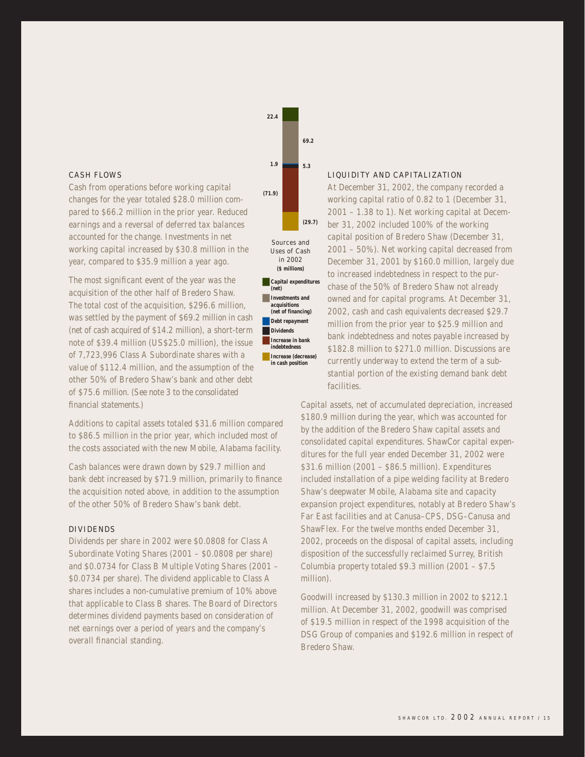### CASH FLOWS

Cash from operations before working capital changes for the year totaled $28.0 million compared to $66.2 million in the prior year. Reduced earnings and a reversal of deferred tax balances accounted for the change. Investments in net working capital increased by $30.8 million in the year, compared to $35.9 million a year ago.

The most significant event of the year was the acquisition of the other half of Bredero Shaw. The total cost of the acquisition, $296.6 million, was settled by the payment of $69.2 million in cash (net of cash acquired of $14.2 million), a short-term note of $39.4 million (US$25.0 million), the issue of 7,723,996 Class A Subordinate shares with a value of $112.4 million, and the assumption of the other 50% of Bredero Shaw's bank and other debt of $75.6 million. (*See note 3 to the consolidated financial statements.*)

Additions to capital assets totaled $31.6 million compared to $86.5 million in the prior year, which included most of the costs associated with the new Mobile, Alabama facility.

Cash balances were drawn down by $29.7 million and bank debt increased by $71.9 million, primarily to finance the acquisition noted above, in addition to the assumption of the other 50% of Bredero Shaw's bank debt.

### DIVIDENDS

Dividends per share in 2002 were $0.0808 for Class A Subordinate Voting Shares (2001 – $0.0808 per share) and $0.0734 for Class B Multiple Voting Shares (2001 – $0.0734 per share). The dividend applicable to Class A shares includes a non-cumulative premium of 10% above that applicable to Class B shares. The Board of Directors determines dividend payments based on consideration of net earnings over a period of years and the company's overall financial standing.

22.4

69.2

1.9

5.3

(71.9)

(29.7)

Sources and Uses of Cash in 2002
**($ millions)**

- **Capital expenditures (net)**
- **Investments and acquisitions (net of financing)**
- **Debt repayment**
- **Dividends**
- **Increase in bank indebtedness**
- **Increase (decrease) in cash position**

### LIQUIDITY AND CAPITALIZATION

At December 31, 2002, the company recorded a working capital ratio of 0.82 to 1 (December 31, 2001 – 1.38 to 1). Net working capital at December 31, 2002 included 100% of the working capital position of Bredero Shaw (December 31, 2001 – 50%). Net working capital decreased from December 31, 2001 by $160.0 million, largely due to increased indebtedness in respect to the purchase of the 50% of Bredero Shaw not already owned and for capital programs. At December 31, 2002, cash and cash equivalents decreased $29.7 million from the prior year to $25.9 million and bank indebtedness and notes payable increased by $182.8 million to $271.0 million. Discussions are currently underway to extend the term of a substantial portion of the existing demand bank debt facilities.

Capital assets, net of accumulated depreciation, increased $180.9 million during the year, which was accounted for by the addition of the Bredero Shaw capital assets and consolidated capital expenditures. ShawCor capital expenditures for the full year ended December 31, 2002 were $31.6 million (2001 – $86.5 million). Expenditures included installation of a pipe welding facility at Bredero Shaw's deepwater Mobile, Alabama site and capacity expansion project expenditures, notably at Bredero Shaw's Far East facilities and at Canusa–CPS, DSG–Canusa and ShawFlex. For the twelve months ended December 31, 2002, proceeds on the disposal of capital assets, including disposition of the successfully reclaimed Surrey, British Columbia property totaled $9.3 million (2001 – $7.5 million).

Goodwill increased by $130.3 million in 2002 to $212.1 million. At December 31, 2002, goodwill was comprised of $19.5 million in respect of the 1998 acquisition of the DSG Group of companies and $192.6 million in respect of Bredero Shaw.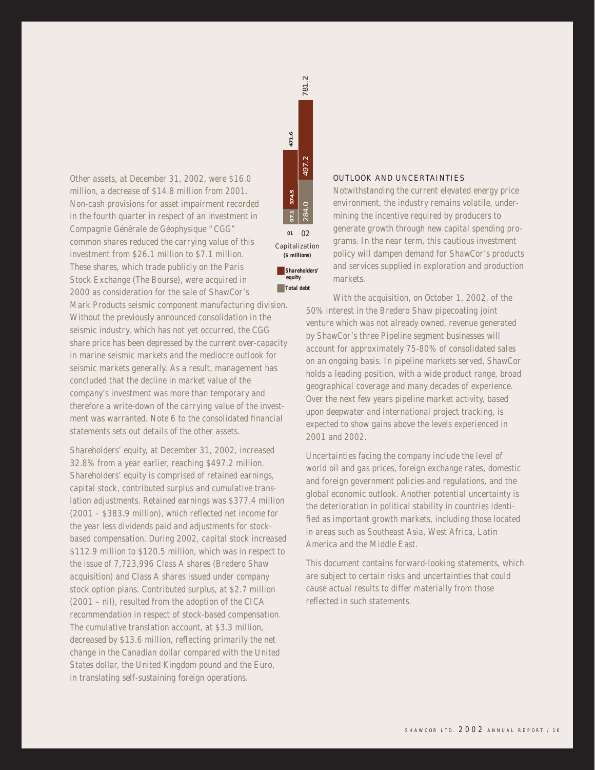Other assets, at December 31, 2002, were $16.0 million, a decrease of $14.8 million from 2001. Non-cash provisions for asset impairment recorded in the fourth quarter in respect of an investment in Compagnie Générale de Géophysique "CGG" common shares reduced the carrying value of this investment from $26.1 million to $7.1 million. These shares, which trade publicly on the Paris Stock Exchange (The Bourse), were acquired in 2000 as consideration for the sale of ShawCor's Mark Products seismic component manufacturing division. Without the previously announced consolidation in the seismic industry, which has not yet occurred, the CGG share price has been depressed by the current over-capacity in marine seismic markets and the mediocre outlook for seismic markets generally. As a result, management has concluded that the decline in market value of the company's investment was more than temporary and therefore a write-down of the carrying value of the investment was warranted. Note 6 to the consolidated financial statements sets out details of the other assets.

Shareholders' equity, at December 31, 2002, increased 32.8% from a year earlier, reaching $497.2 million. Shareholders' equity is comprised of retained earnings, capital stock, contributed surplus and cumulative translation adjustments. Retained earnings was $377.4 million (2001 – $383.9 million), which reflected net income for the year less dividends paid and adjustments for stock-based compensation. During 2002, capital stock increased $112.9 million to $120.5 million, which was in respect to the issue of 7,723,996 Class A shares (Bredero Shaw acquisition) and Class A shares issued under company stock option plans. Contributed surplus, at $2.7 million (2001 – nil), resulted from the adoption of the CICA recommendation in respect of stock-based compensation. The cumulative translation account, at $3.3 million, decreased by $13.6 million, reflecting primarily the net change in the Canadian dollar compared with the United States dollar, the United Kingdom pound and the Euro, in translating self-sustaining foreign operations.

**Capitalization ($ millions)**

| | 01 | 02 |
|---|---|---|
| Shareholders' equity | 374.5 | 497.2 |
| Total debt | 97.1 | 284.0 |
| Total | 471.6 | 781.2 |

## OUTLOOK AND UNCERTAINTIES

Notwithstanding the current elevated energy price environment, the industry remains volatile, undermining the incentive required by producers to generate growth through new capital spending programs. In the near term, this cautious investment policy will dampen demand for ShawCor's products and services supplied in exploration and production markets.

With the acquisition, on October 1, 2002, of the 50% interest in the Bredero Shaw pipecoating joint venture which was not already owned, revenue generated by ShawCor's three Pipeline segment businesses will account for approximately 75-80% of consolidated sales on an ongoing basis. In pipeline markets served, ShawCor holds a leading position, with a wide product range, broad geographical coverage and many decades of experience. Over the next few years pipeline market activity, based upon deepwater and international project tracking, is expected to show gains above the levels experienced in 2001 and 2002.

Uncertainties facing the company include the level of world oil and gas prices, foreign exchange rates, domestic and foreign government policies and regulations, and the global economic outlook. Another potential uncertainty is the deterioration in political stability in countries identified as important growth markets, including those located in areas such as Southeast Asia, West Africa, Latin America and the Middle East.

This document contains forward-looking statements, which are subject to certain risks and uncertainties that could cause actual results to differ materially from those reflected in such statements.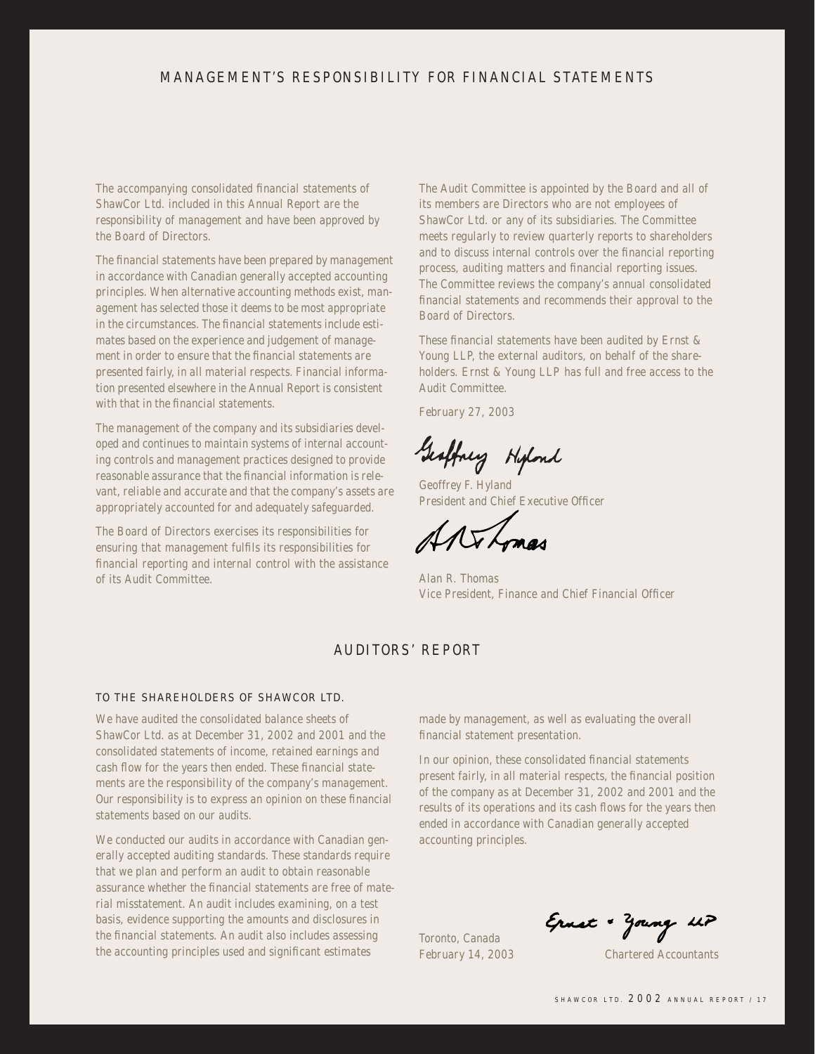# MANAGEMENT'S RESPONSIBILITY FOR FINANCIAL STATEMENTS

The accompanying consolidated financial statements of ShawCor Ltd. included in this Annual Report are the responsibility of management and have been approved by the Board of Directors.

The financial statements have been prepared by management in accordance with Canadian generally accepted accounting principles. When alternative accounting methods exist, management has selected those it deems to be most appropriate in the circumstances. The financial statements include estimates based on the experience and judgement of management in order to ensure that the financial statements are presented fairly, in all material respects. Financial information presented elsewhere in the Annual Report is consistent with that in the financial statements.

The management of the company and its subsidiaries developed and continues to maintain systems of internal accounting controls and management practices designed to provide reasonable assurance that the financial information is relevant, reliable and accurate and that the company's assets are appropriately accounted for and adequately safeguarded.

The Board of Directors exercises its responsibilities for ensuring that management fulfils its responsibilities for financial reporting and internal control with the assistance of its Audit Committee.

The Audit Committee is appointed by the Board and all of its members are Directors who are not employees of ShawCor Ltd. or any of its subsidiaries. The Committee meets regularly to review quarterly reports to shareholders and to discuss internal controls over the financial reporting process, auditing matters and financial reporting issues. The Committee reviews the company's annual consolidated financial statements and recommends their approval to the Board of Directors.

These financial statements have been audited by Ernst & Young LLP, the external auditors, on behalf of the shareholders. Ernst & Young LLP has full and free access to the Audit Committee.

February 27, 2003

Geoffrey F. Hyland
President and Chief Executive Officer

Alan R. Thomas
Vice President, Finance and Chief Financial Officer

# AUDITORS' REPORT

TO THE SHAREHOLDERS OF SHAWCOR LTD.

We have audited the consolidated balance sheets of ShawCor Ltd. as at December 31, 2002 and 2001 and the consolidated statements of income, retained earnings and cash flow for the years then ended. These financial statements are the responsibility of the company's management. Our responsibility is to express an opinion on these financial statements based on our audits.

We conducted our audits in accordance with Canadian generally accepted auditing standards. These standards require that we plan and perform an audit to obtain reasonable assurance whether the financial statements are free of material misstatement. An audit includes examining, on a test basis, evidence supporting the amounts and disclosures in the financial statements. An audit also includes assessing the accounting principles used and significant estimates made by management, as well as evaluating the overall financial statement presentation.

In our opinion, these consolidated financial statements present fairly, in all material respects, the financial position of the company as at December 31, 2002 and 2001 and the results of its operations and its cash flows for the years then ended in accordance with Canadian generally accepted accounting principles.

Toronto, Canada
February 14, 2003

Ernst & Young LLP
Chartered Accountants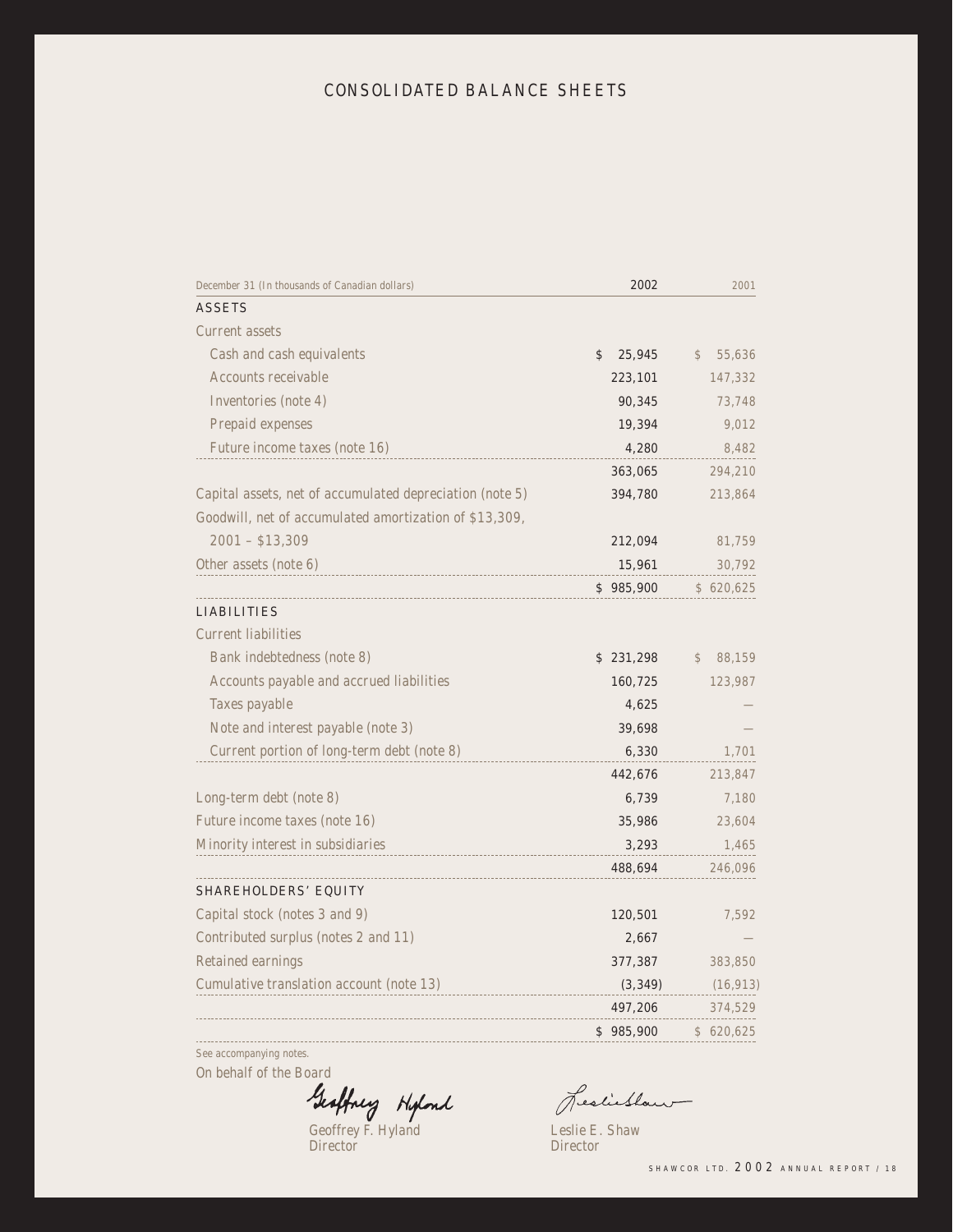# CONSOLIDATED BALANCE SHEETS

| December 31 (In thousands of Canadian dollars) | 2002 | 2001 |
|---|---|---|
| **ASSETS** | | |
| Current assets | | |
| Cash and cash equivalents | $ 25,945 | $ 55,636 |
| Accounts receivable | 223,101 | 147,332 |
| Inventories (note 4) | 90,345 | 73,748 |
| Prepaid expenses | 19,394 | 9,012 |
| Future income taxes (note 16) | 4,280 | 8,482 |
| | 363,065 | 294,210 |
| Capital assets, net of accumulated depreciation (note 5) | 394,780 | 213,864 |
| Goodwill, net of accumulated amortization of $13,309, 2001 – $13,309 | 212,094 | 81,759 |
| Other assets (note 6) | 15,961 | 30,792 |
| | $ 985,900 | $ 620,625 |
| **LIABILITIES** | | |
| Current liabilities | | |
| Bank indebtedness (note 8) | $ 231,298 | $ 88,159 |
| Accounts payable and accrued liabilities | 160,725 | 123,987 |
| Taxes payable | 4,625 | — |
| Note and interest payable (note 3) | 39,698 | — |
| Current portion of long-term debt (note 8) | 6,330 | 1,701 |
| | 442,676 | 213,847 |
| Long-term debt (note 8) | 6,739 | 7,180 |
| Future income taxes (note 16) | 35,986 | 23,604 |
| Minority interest in subsidiaries | 3,293 | 1,465 |
| | 488,694 | 246,096 |
| **SHAREHOLDERS' EQUITY** | | |
| Capital stock (notes 3 and 9) | 120,501 | 7,592 |
| Contributed surplus (notes 2 and 11) | 2,667 | — |
| Retained earnings | 377,387 | 383,850 |
| Cumulative translation account (note 13) | (3,349) | (16,913) |
| | 497,206 | 374,529 |
| | $ 985,900 | $ 620,625 |

See accompanying notes.

On behalf of the Board

Geoffrey F. Hyland
Director

Leslie E. Shaw
Director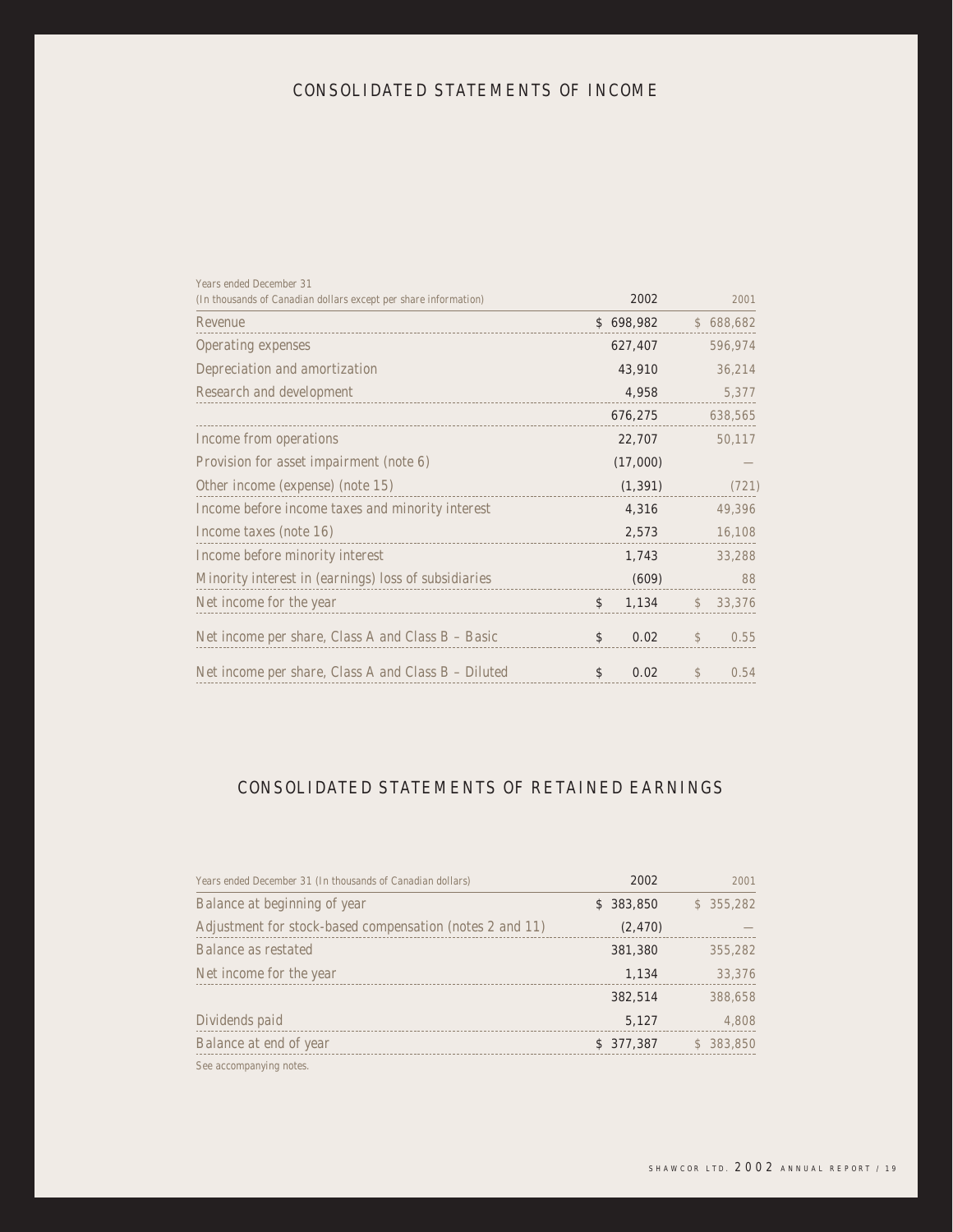# CONSOLIDATED STATEMENTS OF INCOME

| Years ended December 31<br>(In thousands of Canadian dollars except per share information) | 2002 | 2001 |
|---|---|---|
| Revenue | $ 698,982 | $ 688,682 |
| Operating expenses | 627,407 | 596,974 |
| Depreciation and amortization | 43,910 | 36,214 |
| Research and development | 4,958 | 5,377 |
| | 676,275 | 638,565 |
| Income from operations | 22,707 | 50,117 |
| Provision for asset impairment (note 6) | (17,000) | — |
| Other income (expense) (note 15) | (1,391) | (721) |
| Income before income taxes and minority interest | 4,316 | 49,396 |
| Income taxes (note 16) | 2,573 | 16,108 |
| Income before minority interest | 1,743 | 33,288 |
| Minority interest in (earnings) loss of subsidiaries | (609) | 88 |
| Net income for the year | $ 1,134 | $ 33,376 |
| Net income per share, Class A and Class B – Basic | $ 0.02 | $ 0.55 |
| Net income per share, Class A and Class B – Diluted | $ 0.02 | $ 0.54 |

# CONSOLIDATED STATEMENTS OF RETAINED EARNINGS

| Years ended December 31 (In thousands of Canadian dollars) | 2002 | 2001 |
|---|---|---|
| Balance at beginning of year | $ 383,850 | $ 355,282 |
| Adjustment for stock-based compensation (notes 2 and 11) | (2,470) | — |
| Balance as restated | 381,380 | 355,282 |
| Net income for the year | 1,134 | 33,376 |
| | 382,514 | 388,658 |
| Dividends paid | 5,127 | 4,808 |
| Balance at end of year | $ 377,387 | $ 383,850 |

See accompanying notes.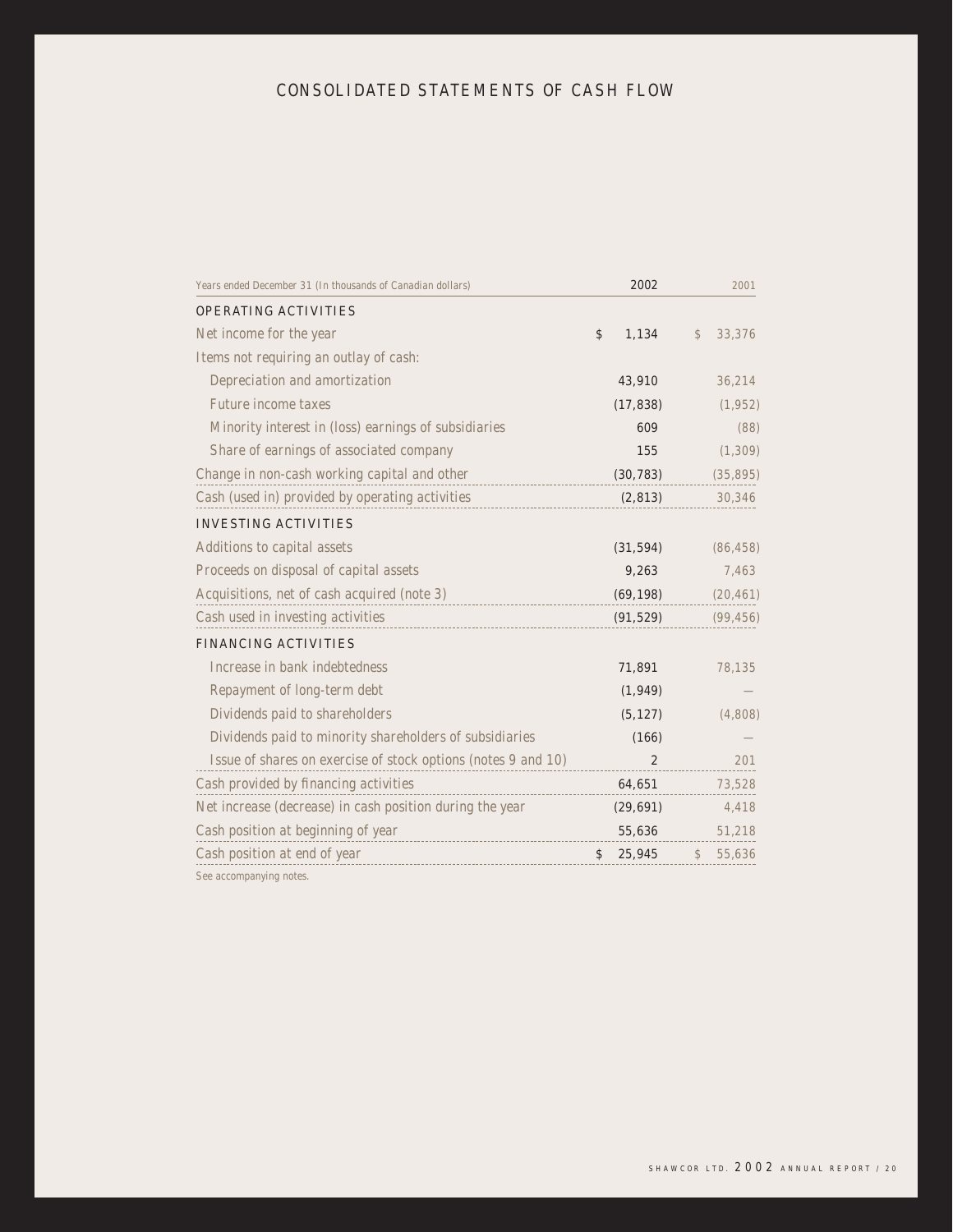# CONSOLIDATED STATEMENTS OF CASH FLOW

| Years ended December 31 (In thousands of Canadian dollars) | 2002 | 2001 |
|---|---|---|
| **OPERATING ACTIVITIES** | | |
| Net income for the year | $ 1,134 | $ 33,376 |
| Items not requiring an outlay of cash: | | |
| Depreciation and amortization | 43,910 | 36,214 |
| Future income taxes | (17,838) | (1,952) |
| Minority interest in (loss) earnings of subsidiaries | 609 | (88) |
| Share of earnings of associated company | 155 | (1,309) |
| Change in non-cash working capital and other | (30,783) | (35,895) |
| Cash (used in) provided by operating activities | (2,813) | 30,346 |
| **INVESTING ACTIVITIES** | | |
| Additions to capital assets | (31,594) | (86,458) |
| Proceeds on disposal of capital assets | 9,263 | 7,463 |
| Acquisitions, net of cash acquired (note 3) | (69,198) | (20,461) |
| Cash used in investing activities | (91,529) | (99,456) |
| **FINANCING ACTIVITIES** | | |
| Increase in bank indebtedness | 71,891 | 78,135 |
| Repayment of long-term debt | (1,949) | — |
| Dividends paid to shareholders | (5,127) | (4,808) |
| Dividends paid to minority shareholders of subsidiaries | (166) | — |
| Issue of shares on exercise of stock options (notes 9 and 10) | 2 | 201 |
| Cash provided by financing activities | 64,651 | 73,528 |
| Net increase (decrease) in cash position during the year | (29,691) | 4,418 |
| Cash position at beginning of year | 55,636 | 51,218 |
| Cash position at end of year | $ 25,945 | $ 55,636 |

See accompanying notes.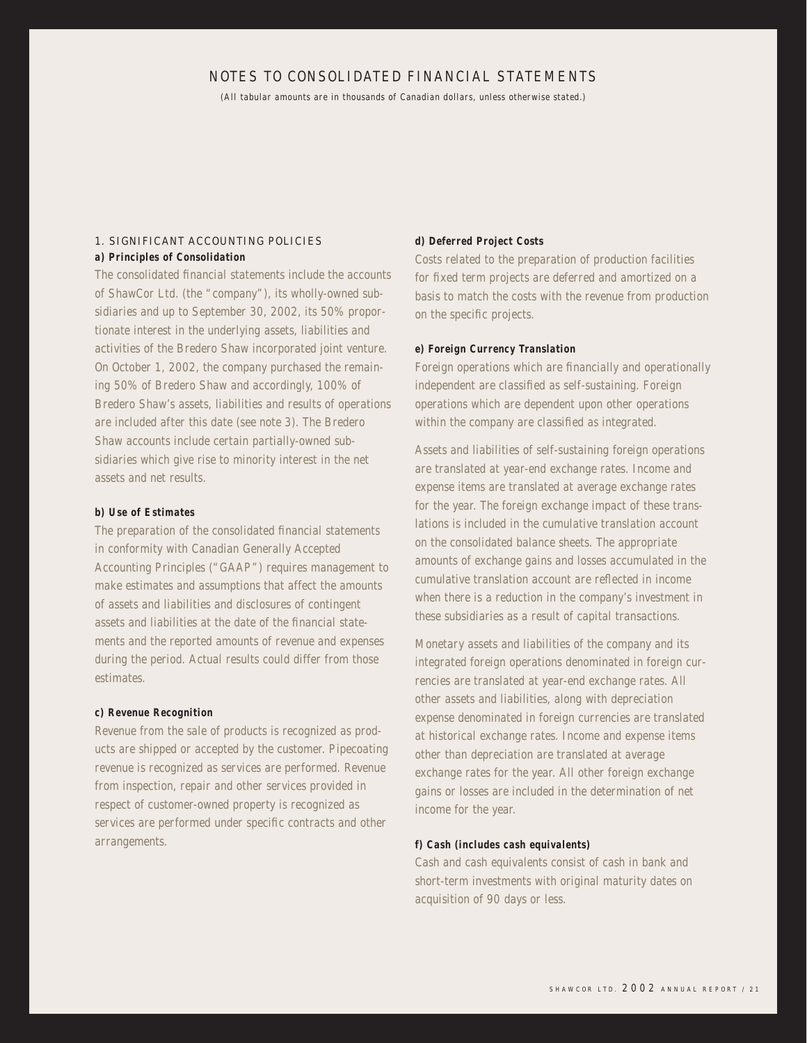# NOTES TO CONSOLIDATED FINANCIAL STATEMENTS

*(All tabular amounts are in thousands of Canadian dollars, unless otherwise stated.)*

## 1. SIGNIFICANT ACCOUNTING POLICIES

**a) Principles of Consolidation**

The consolidated financial statements include the accounts of ShawCor Ltd. (the "company"), its wholly-owned subsidiaries and up to September 30, 2002, its 50% proportionate interest in the underlying assets, liabilities and activities of the Bredero Shaw incorporated joint venture. On October 1, 2002, the company purchased the remaining 50% of Bredero Shaw and accordingly, 100% of Bredero Shaw's assets, liabilities and results of operations are included after this date (see note 3). The Bredero Shaw accounts include certain partially-owned subsidiaries which give rise to minority interest in the net assets and net results.

**b) Use of Estimates**

The preparation of the consolidated financial statements in conformity with Canadian Generally Accepted Accounting Principles ("GAAP") requires management to make estimates and assumptions that affect the amounts of assets and liabilities and disclosures of contingent assets and liabilities at the date of the financial statements and the reported amounts of revenue and expenses during the period. Actual results could differ from those estimates.

**c) Revenue Recognition**

Revenue from the sale of products is recognized as products are shipped or accepted by the customer. Pipecoating revenue is recognized as services are performed. Revenue from inspection, repair and other services provided in respect of customer-owned property is recognized as services are performed under specific contracts and other arrangements.

**d) Deferred Project Costs**

Costs related to the preparation of production facilities for fixed term projects are deferred and amortized on a basis to match the costs with the revenue from production on the specific projects.

**e) Foreign Currency Translation**

Foreign operations which are financially and operationally independent are classified as self-sustaining. Foreign operations which are dependent upon other operations within the company are classified as integrated.

Assets and liabilities of self-sustaining foreign operations are translated at year-end exchange rates. Income and expense items are translated at average exchange rates for the year. The foreign exchange impact of these translations is included in the cumulative translation account on the consolidated balance sheets. The appropriate amounts of exchange gains and losses accumulated in the cumulative translation account are reflected in income when there is a reduction in the company's investment in these subsidiaries as a result of capital transactions.

Monetary assets and liabilities of the company and its integrated foreign operations denominated in foreign currencies are translated at year-end exchange rates. All other assets and liabilities, along with depreciation expense denominated in foreign currencies are translated at historical exchange rates. Income and expense items other than depreciation are translated at average exchange rates for the year. All other foreign exchange gains or losses are included in the determination of net income for the year.

**f) Cash (includes cash equivalents)**

Cash and cash equivalents consist of cash in bank and short-term investments with original maturity dates on acquisition of 90 days or less.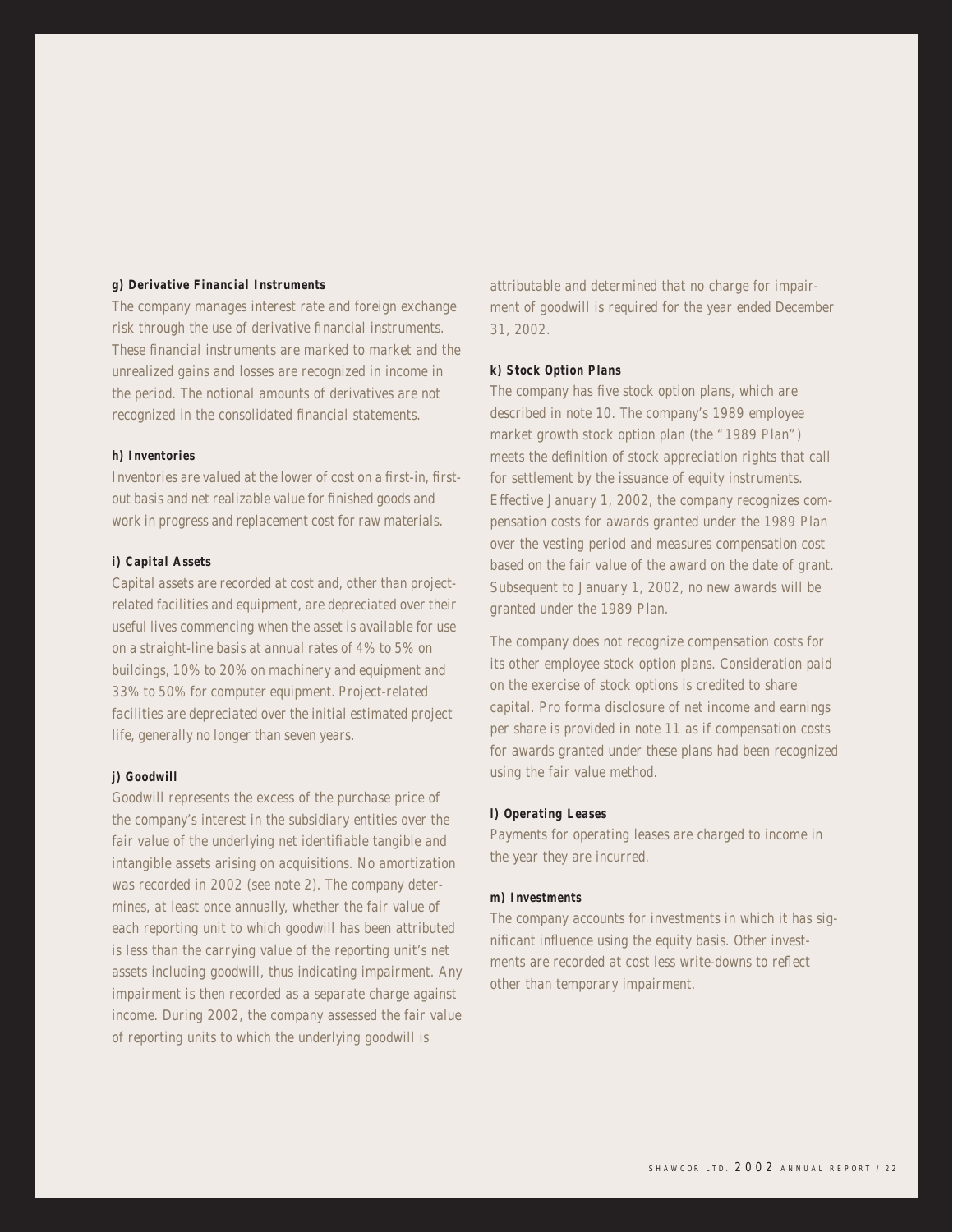**g) Derivative Financial Instruments**

The company manages interest rate and foreign exchange risk through the use of derivative financial instruments. These financial instruments are marked to market and the unrealized gains and losses are recognized in income in the period. The notional amounts of derivatives are not recognized in the consolidated financial statements.

**h) Inventories**

Inventories are valued at the lower of cost on a first-in, first-out basis and net realizable value for finished goods and work in progress and replacement cost for raw materials.

**i) Capital Assets**

Capital assets are recorded at cost and, other than project-related facilities and equipment, are depreciated over their useful lives commencing when the asset is available for use on a straight-line basis at annual rates of 4% to 5% on buildings, 10% to 20% on machinery and equipment and 33% to 50% for computer equipment. Project-related facilities are depreciated over the initial estimated project life, generally no longer than seven years.

**j) Goodwill**

Goodwill represents the excess of the purchase price of the company's interest in the subsidiary entities over the fair value of the underlying net identifiable tangible and intangible assets arising on acquisitions. No amortization was recorded in 2002 (see note 2). The company determines, at least once annually, whether the fair value of each reporting unit to which goodwill has been attributed is less than the carrying value of the reporting unit's net assets including goodwill, thus indicating impairment. Any impairment is then recorded as a separate charge against income. During 2002, the company assessed the fair value of reporting units to which the underlying goodwill is attributable and determined that no charge for impairment of goodwill is required for the year ended December 31, 2002.

**k) Stock Option Plans**

The company has five stock option plans, which are described in note 10. The company's 1989 employee market growth stock option plan (the "1989 Plan") meets the definition of stock appreciation rights that call for settlement by the issuance of equity instruments. Effective January 1, 2002, the company recognizes compensation costs for awards granted under the 1989 Plan over the vesting period and measures compensation cost based on the fair value of the award on the date of grant. Subsequent to January 1, 2002, no new awards will be granted under the 1989 Plan.

The company does not recognize compensation costs for its other employee stock option plans. Consideration paid on the exercise of stock options is credited to share capital. Pro forma disclosure of net income and earnings per share is provided in note 11 as if compensation costs for awards granted under these plans had been recognized using the fair value method.

**l) Operating Leases**

Payments for operating leases are charged to income in the year they are incurred.

**m) Investments**

The company accounts for investments in which it has significant influence using the equity basis. Other investments are recorded at cost less write-downs to reflect other than temporary impairment.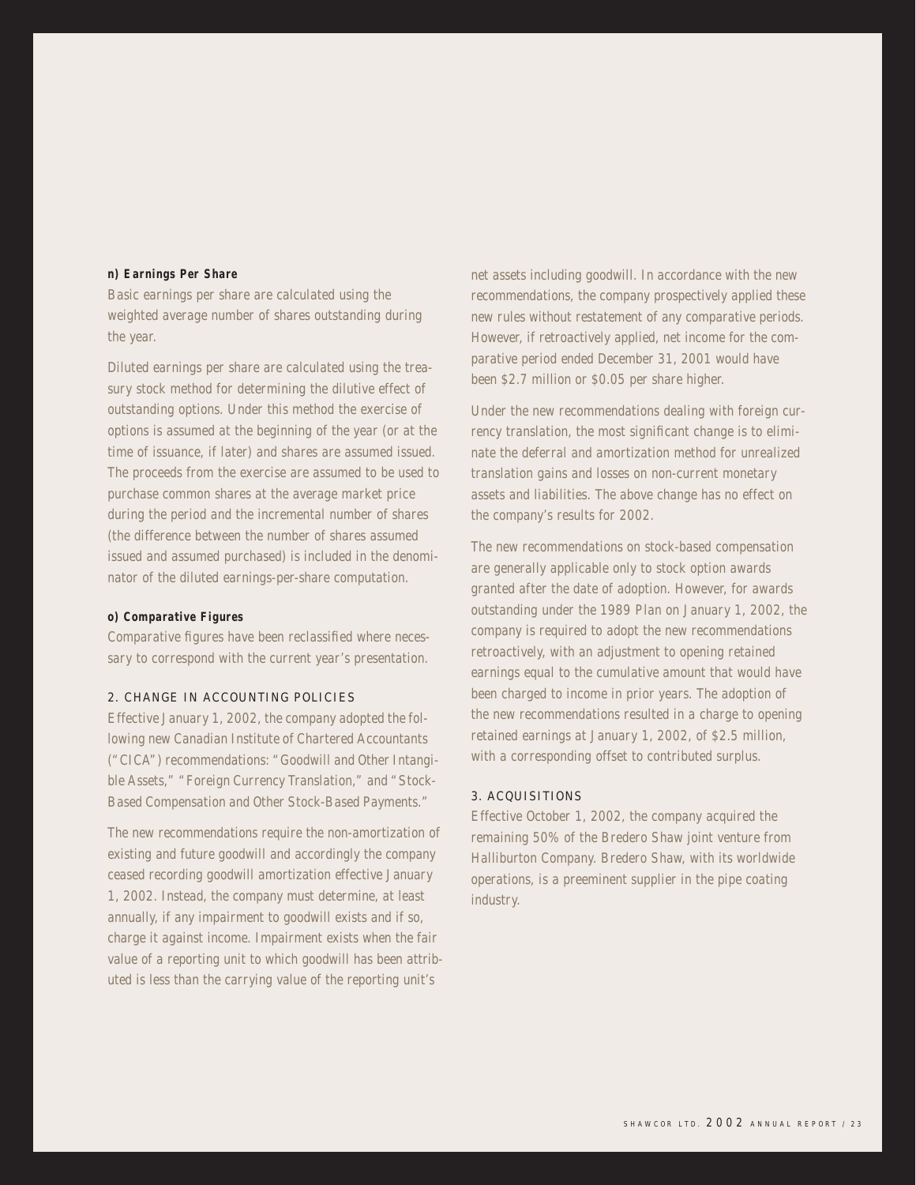**n) Earnings Per Share**

Basic earnings per share are calculated using the weighted average number of shares outstanding during the year.

Diluted earnings per share are calculated using the treasury stock method for determining the dilutive effect of outstanding options. Under this method the exercise of options is assumed at the beginning of the year (or at the time of issuance, if later) and shares are assumed issued. The proceeds from the exercise are assumed to be used to purchase common shares at the average market price during the period and the incremental number of shares (the difference between the number of shares assumed issued and assumed purchased) is included in the denominator of the diluted earnings-per-share computation.

**o) Comparative Figures**

Comparative figures have been reclassified where necessary to correspond with the current year's presentation.

## 2. CHANGE IN ACCOUNTING POLICIES

Effective January 1, 2002, the company adopted the following new Canadian Institute of Chartered Accountants ("CICA") recommendations: "Goodwill and Other Intangible Assets," "Foreign Currency Translation," and "Stock-Based Compensation and Other Stock-Based Payments."

The new recommendations require the non-amortization of existing and future goodwill and accordingly the company ceased recording goodwill amortization effective January 1, 2002. Instead, the company must determine, at least annually, if any impairment to goodwill exists and if so, charge it against income. Impairment exists when the fair value of a reporting unit to which goodwill has been attributed is less than the carrying value of the reporting unit's net assets including goodwill. In accordance with the new recommendations, the company prospectively applied these new rules without restatement of any comparative periods. However, if retroactively applied, net income for the comparative period ended December 31, 2001 would have been $2.7 million or $0.05 per share higher.

Under the new recommendations dealing with foreign currency translation, the most significant change is to eliminate the deferral and amortization method for unrealized translation gains and losses on non-current monetary assets and liabilities. The above change has no effect on the company's results for 2002.

The new recommendations on stock-based compensation are generally applicable only to stock option awards granted after the date of adoption. However, for awards outstanding under the 1989 Plan on January 1, 2002, the company is required to adopt the new recommendations retroactively, with an adjustment to opening retained earnings equal to the cumulative amount that would have been charged to income in prior years. The adoption of the new recommendations resulted in a charge to opening retained earnings at January 1, 2002, of $2.5 million, with a corresponding offset to contributed surplus.

## 3. ACQUISITIONS

Effective October 1, 2002, the company acquired the remaining 50% of the Bredero Shaw joint venture from Halliburton Company. Bredero Shaw, with its worldwide operations, is a preeminent supplier in the pipe coating industry.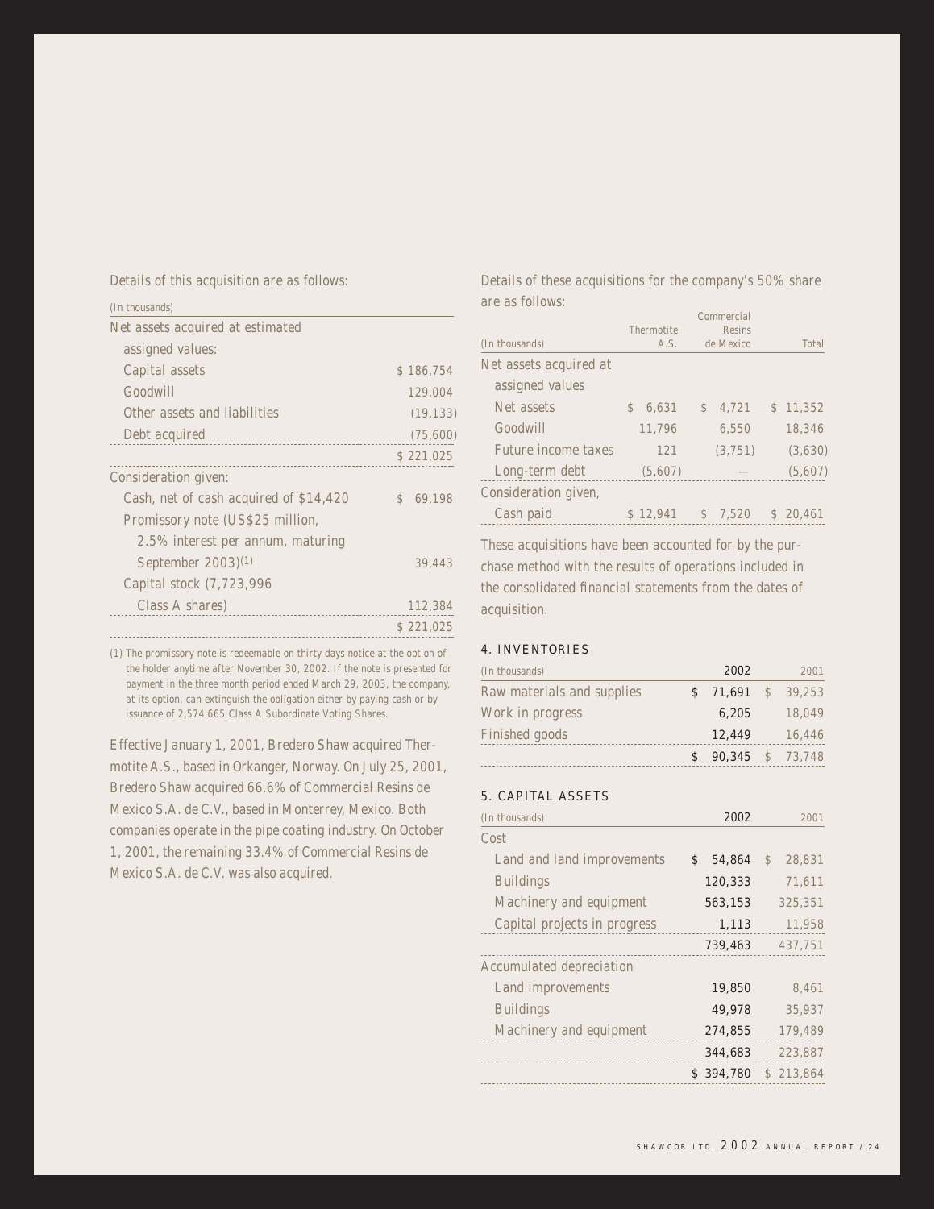Details of this acquisition are as follows:

| (In thousands) | |
|---|---|
| Net assets acquired at estimated assigned values: | |
| Capital assets | $ 186,754 |
| Goodwill | 129,004 |
| Other assets and liabilities | (19,133) |
| Debt acquired | (75,600) |
| | $ 221,025 |
| Consideration given: | |
| Cash, net of cash acquired of $14,420 | $ 69,198 |
| Promissory note (US$25 million, 2.5% interest per annum, maturing September 2003)[1] | 39,443 |
| Capital stock (7,723,996 Class A shares) | 112,384 |
| | $ 221,025 |

(1) The promissory note is redeemable on thirty days notice at the option of the holder anytime after November 30, 2002. If the note is presented for payment in the three month period ended March 29, 2003, the company, at its option, can extinguish the obligation either by paying cash or by issuance of 2,574,665 Class A Subordinate Voting Shares.

Effective January 1, 2001, Bredero Shaw acquired Thermotite A.S., based in Orkanger, Norway. On July 25, 2001, Bredero Shaw acquired 66.6% of Commercial Resins de Mexico S.A. de C.V., based in Monterrey, Mexico. Both companies operate in the pipe coating industry. On October 1, 2001, the remaining 33.4% of Commercial Resins de Mexico S.A. de C.V. was also acquired.

Details of these acquisitions for the company's 50% share are as follows:

| (In thousands) | Thermotite A.S. | Commercial Resins de Mexico | Total |
|---|---|---|---|
| Net assets acquired at assigned values | | | |
| Net assets | $ 6,631 | $ 4,721 | $ 11,352 |
| Goodwill | 11,796 | 6,550 | 18,346 |
| Future income taxes | 121 | (3,751) | (3,630) |
| Long-term debt | (5,607) | — | (5,607) |
| Consideration given, Cash paid | $ 12,941 | $ 7,520 | $ 20,461 |

These acquisitions have been accounted for by the purchase method with the results of operations included in the consolidated financial statements from the dates of acquisition.

## 4. INVENTORIES

| (In thousands) | 2002 | 2001 |
|---|---|---|
| Raw materials and supplies | $ 71,691 | $ 39,253 |
| Work in progress | 6,205 | 18,049 |
| Finished goods | 12,449 | 16,446 |
| | $ 90,345 | $ 73,748 |

## 5. CAPITAL ASSETS

| (In thousands) | 2002 | 2001 |
|---|---|---|
| Cost | | |
| Land and land improvements | $ 54,864 | $ 28,831 |
| Buildings | 120,333 | 71,611 |
| Machinery and equipment | 563,153 | 325,351 |
| Capital projects in progress | 1,113 | 11,958 |
| | 739,463 | 437,751 |
| Accumulated depreciation | | |
| Land improvements | 19,850 | 8,461 |
| Buildings | 49,978 | 35,937 |
| Machinery and equipment | 274,855 | 179,489 |
| | 344,683 | 223,887 |
| | $ 394,780 | $ 213,864 |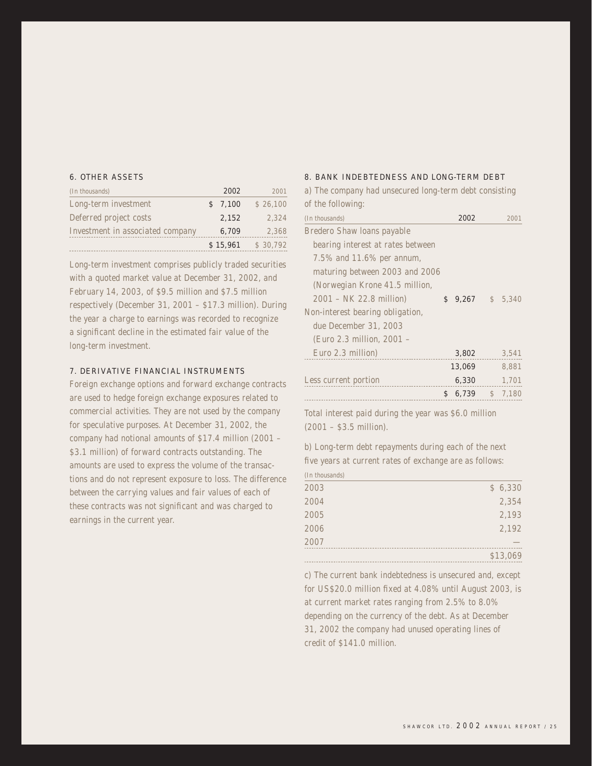### 6. OTHER ASSETS

| (In thousands) | 2002 | 2001 |
|---|---|---|
| Long-term investment | $ 7,100 | $ 26,100 |
| Deferred project costs | 2,152 | 2,324 |
| Investment in associated company | 6,709 | 2,368 |
| | $ 15,961 | $ 30,792 |

*Long-term investment comprises publicly traded securities with a quoted market value at December 31, 2002, and February 14, 2003, of $9.5 million and $7.5 million respectively (December 31, 2001 – $17.3 million). During the year a charge to earnings was recorded to recognize a significant decline in the estimated fair value of the long-term investment.*

### 7. DERIVATIVE FINANCIAL INSTRUMENTS

*Foreign exchange options and forward exchange contracts are used to hedge foreign exchange exposures related to commercial activities. They are not used by the company for speculative purposes. At December 31, 2002, the company had notional amounts of $17.4 million (2001 – $3.1 million) of forward contracts outstanding. The amounts are used to express the volume of the transactions and do not represent exposure to loss. The difference between the carrying values and fair values of each of these contracts was not significant and was charged to earnings in the current year.*

### 8. BANK INDEBTEDNESS AND LONG-TERM DEBT

*a) The company had unsecured long-term debt consisting of the following:*

| (In thousands) | 2002 | 2001 |
|---|---|---|
| Bredero Shaw loans payable bearing interest at rates between 7.5% and 11.6% per annum, maturing between 2003 and 2006 (Norwegian Krone 41.5 million, 2001 – NK 22.8 million) | $ 9,267 | $ 5,340 |
| Non-interest bearing obligation, due December 31, 2003 (Euro 2.3 million, 2001 – Euro 2.3 million) | 3,802 | 3,541 |
| | 13,069 | 8,881 |
| Less current portion | 6,330 | 1,701 |
| | $ 6,739 | $ 7,180 |

*Total interest paid during the year was $6.0 million (2001 – $3.5 million).*

*b) Long-term debt repayments during each of the next five years at current rates of exchange are as follows:*

| (In thousands) | |
|---|---|
| 2003 | $ 6,330 |
| 2004 | 2,354 |
| 2005 | 2,193 |
| 2006 | 2,192 |
| 2007 | — |
| | $13,069 |

*c) The current bank indebtedness is unsecured and, except for US$20.0 million fixed at 4.08% until August 2003, is at current market rates ranging from 2.5% to 8.0% depending on the currency of the debt. As at December 31, 2002 the company had unused operating lines of credit of $141.0 million.*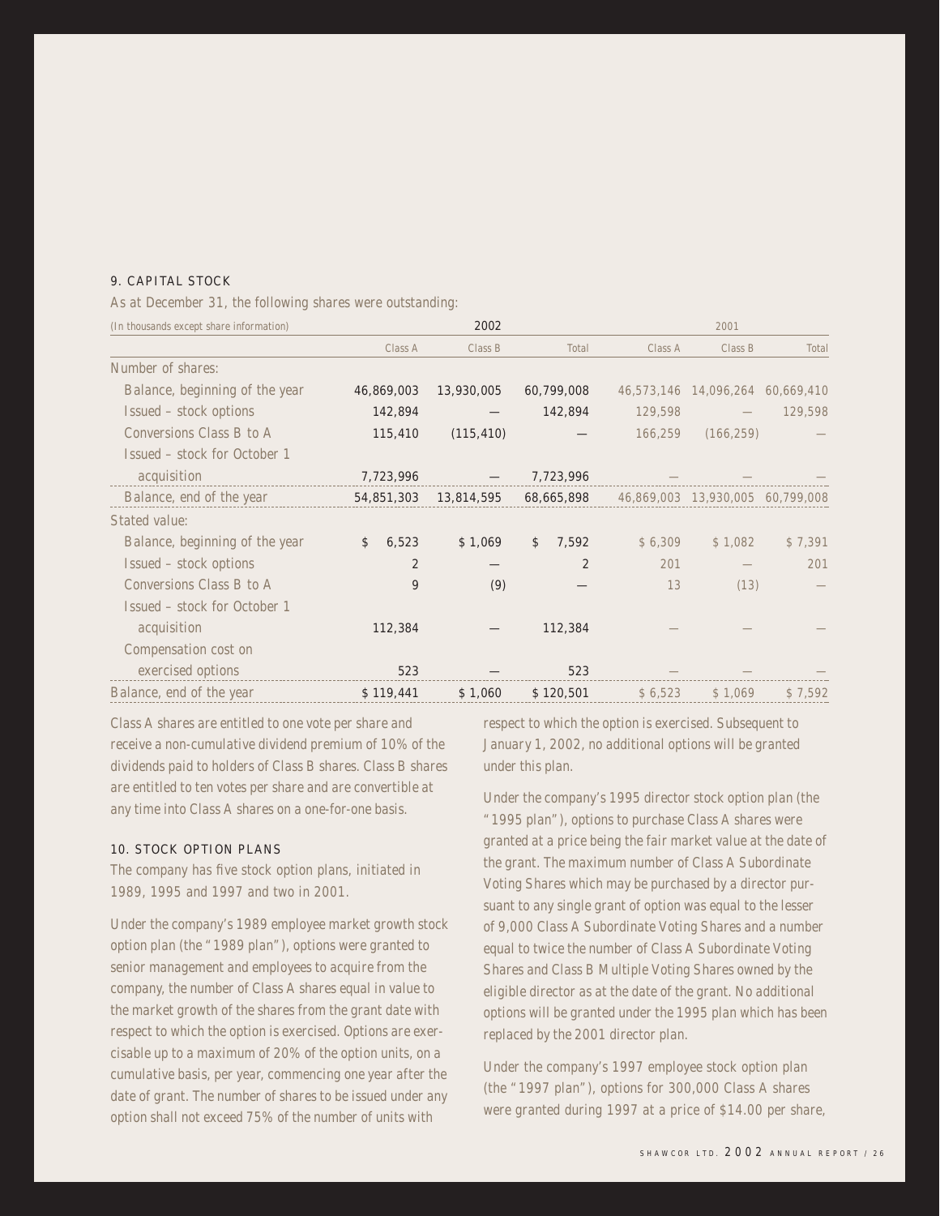## 9. CAPITAL STOCK

As at December 31, the following shares were outstanding:

| (In thousands except share information) | 2002 | | | 2001 | | |
|---|---|---|---|---|---|---|
| | Class A | Class B | Total | Class A | Class B | Total |
| Number of shares: | | | | | | |
| Balance, beginning of the year | 46,869,003 | 13,930,005 | 60,799,008 | 46,573,146 | 14,096,264 | 60,669,410 |
| Issued – stock options | 142,894 | — | 142,894 | 129,598 | — | 129,598 |
| Conversions Class B to A | 115,410 | (115,410) | — | 166,259 | (166,259) | — |
| Issued – stock for October 1 acquisition | 7,723,996 | — | 7,723,996 | — | — | — |
| Balance, end of the year | 54,851,303 | 13,814,595 | 68,665,898 | 46,869,003 | 13,930,005 | 60,799,008 |
| Stated value: | | | | | | |
| Balance, beginning of the year | $ 6,523 | $ 1,069 | $ 7,592 | $ 6,309 | $ 1,082 | $ 7,391 |
| Issued – stock options | 2 | — | 2 | 201 | — | 201 |
| Conversions Class B to A | 9 | (9) | — | 13 | (13) | — |
| Issued – stock for October 1 acquisition | 112,384 | — | 112,384 | — | — | — |
| Compensation cost on exercised options | 523 | — | 523 | — | — | — |
| Balance, end of the year | $ 119,441 | $ 1,060 | $ 120,501 | $ 6,523 | $ 1,069 | $ 7,592 |

Class A shares are entitled to one vote per share and receive a non-cumulative dividend premium of 10% of the dividends paid to holders of Class B shares. Class B shares are entitled to ten votes per share and are convertible at any time into Class A shares on a one-for-one basis.

## 10. STOCK OPTION PLANS

The company has five stock option plans, initiated in 1989, 1995 and 1997 and two in 2001.

Under the company's 1989 employee market growth stock option plan (the "1989 plan"), options were granted to senior management and employees to acquire from the company, the number of Class A shares equal in value to the market growth of the shares from the grant date with respect to which the option is exercised. Options are exercisable up to a maximum of 20% of the option units, on a cumulative basis, per year, commencing one year after the date of grant. The number of shares to be issued under any option shall not exceed 75% of the number of units with respect to which the option is exercised. Subsequent to January 1, 2002, no additional options will be granted under this plan.

Under the company's 1995 director stock option plan (the "1995 plan"), options to purchase Class A shares were granted at a price being the fair market value at the date of the grant. The maximum number of Class A Subordinate Voting Shares which may be purchased by a director pursuant to any single grant of option was equal to the lesser of 9,000 Class A Subordinate Voting Shares and a number equal to twice the number of Class A Subordinate Voting Shares and Class B Multiple Voting Shares owned by the eligible director as at the date of the grant. No additional options will be granted under the 1995 plan which has been replaced by the 2001 director plan.

Under the company's 1997 employee stock option plan (the "1997 plan"), options for 300,000 Class A shares were granted during 1997 at a price of $14.00 per share,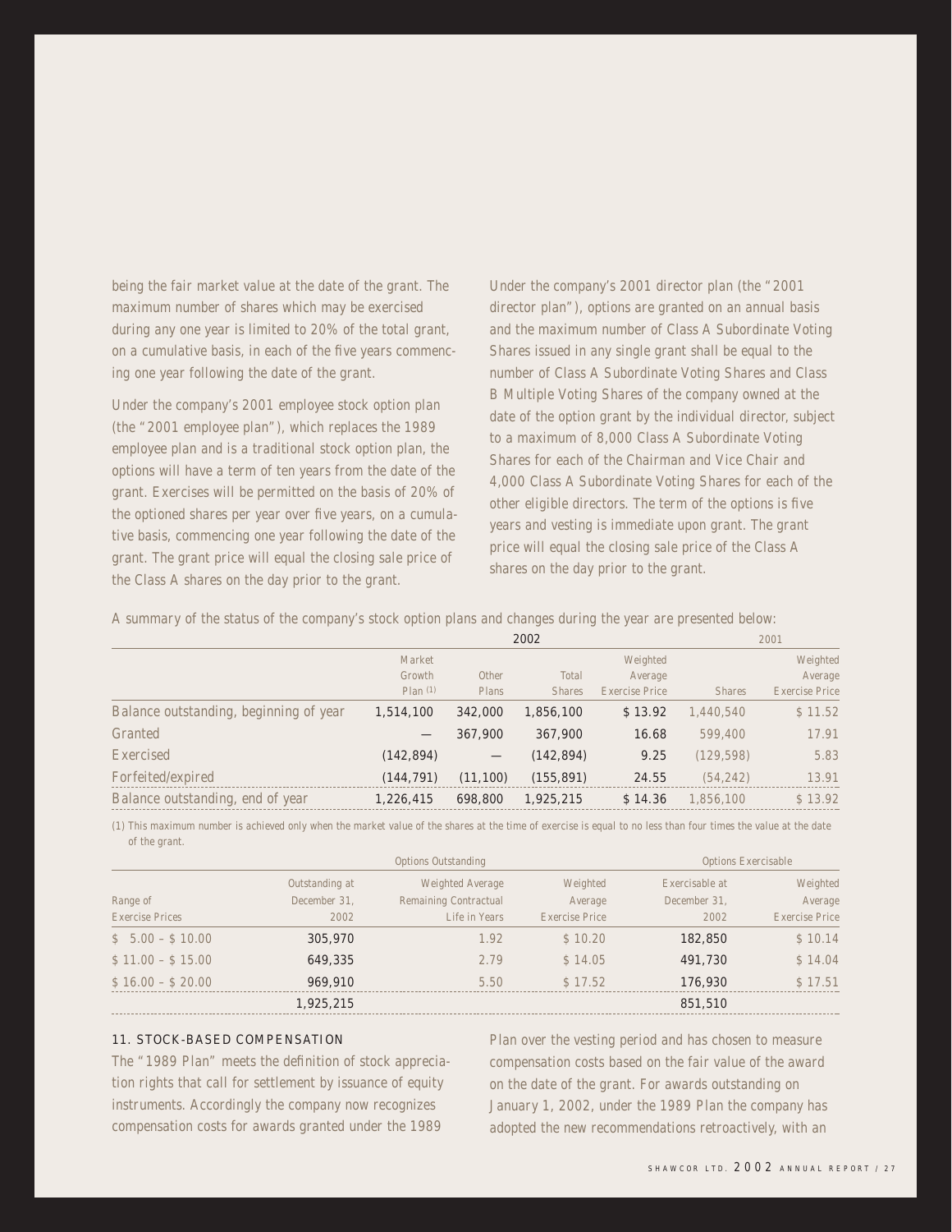being the fair market value at the date of the grant. The maximum number of shares which may be exercised during any one year is limited to 20% of the total grant, on a cumulative basis, in each of the five years commencing one year following the date of the grant.

Under the company's 2001 employee stock option plan (the "2001 employee plan"), which replaces the 1989 employee plan and is a traditional stock option plan, the options will have a term of ten years from the date of the grant. Exercises will be permitted on the basis of 20% of the optioned shares per year over five years, on a cumulative basis, commencing one year following the date of the grant. The grant price will equal the closing sale price of the Class A shares on the day prior to the grant.

Under the company's 2001 director plan (the "2001 director plan"), options are granted on an annual basis and the maximum number of Class A Subordinate Voting Shares issued in any single grant shall be equal to the number of Class A Subordinate Voting Shares and Class B Multiple Voting Shares of the company owned at the date of the option grant by the individual director, subject to a maximum of 8,000 Class A Subordinate Voting Shares for each of the Chairman and Vice Chair and 4,000 Class A Subordinate Voting Shares for each of the other eligible directors. The term of the options is five years and vesting is immediate upon grant. The grant price will equal the closing sale price of the Class A shares on the day prior to the grant.

A summary of the status of the company's stock option plans and changes during the year are presented below:

| | 2002 | | | | 2001 | |
|---|---|---|---|---|---|---|
| | Market Growth Plan (1) | Other Plans | Total Shares | Weighted Average Exercise Price | Shares | Weighted Average Exercise Price |
| Balance outstanding, beginning of year | 1,514,100 | 342,000 | 1,856,100 | $ 13.92 | 1,440,540 | $ 11.52 |
| Granted | — | 367,900 | 367,900 | 16.68 | 599,400 | 17.91 |
| Exercised | (142,894) | — | (142,894) | 9.25 | (129,598) | 5.83 |
| Forfeited/expired | (144,791) | (11,100) | (155,891) | 24.55 | (54,242) | 13.91 |
| Balance outstanding, end of year | 1,226,415 | 698,800 | 1,925,215 | $ 14.36 | 1,856,100 | $ 13.92 |

(1) This maximum number is achieved only when the market value of the shares at the time of exercise is equal to no less than four times the value at the date of the grant.

| | Options Outstanding | | | Options Exercisable | |
|---|---|---|---|---|---|
| Range of Exercise Prices | Outstanding at December 31, 2002 | Weighted Average Remaining Contractual Life in Years | Weighted Average Exercise Price | Exercisable at December 31, 2002 | Weighted Average Exercise Price |
| $ 5.00 – $ 10.00 | 305,970 | 1.92 | $ 10.20 | 182,850 | $ 10.14 |
| $ 11.00 – $ 15.00 | 649,335 | 2.79 | $ 14.05 | 491,730 | $ 14.04 |
| $ 16.00 – $ 20.00 | 969,910 | 5.50 | $ 17.52 | 176,930 | $ 17.51 |
| | 1,925,215 | | | 851,510 | |

## 11. STOCK-BASED COMPENSATION

The "1989 Plan" meets the definition of stock appreciation rights that call for settlement by issuance of equity instruments. Accordingly the company now recognizes compensation costs for awards granted under the 1989 Plan over the vesting period and has chosen to measure compensation costs based on the fair value of the award on the date of the grant. For awards outstanding on January 1, 2002, under the 1989 Plan the company has adopted the new recommendations retroactively, with an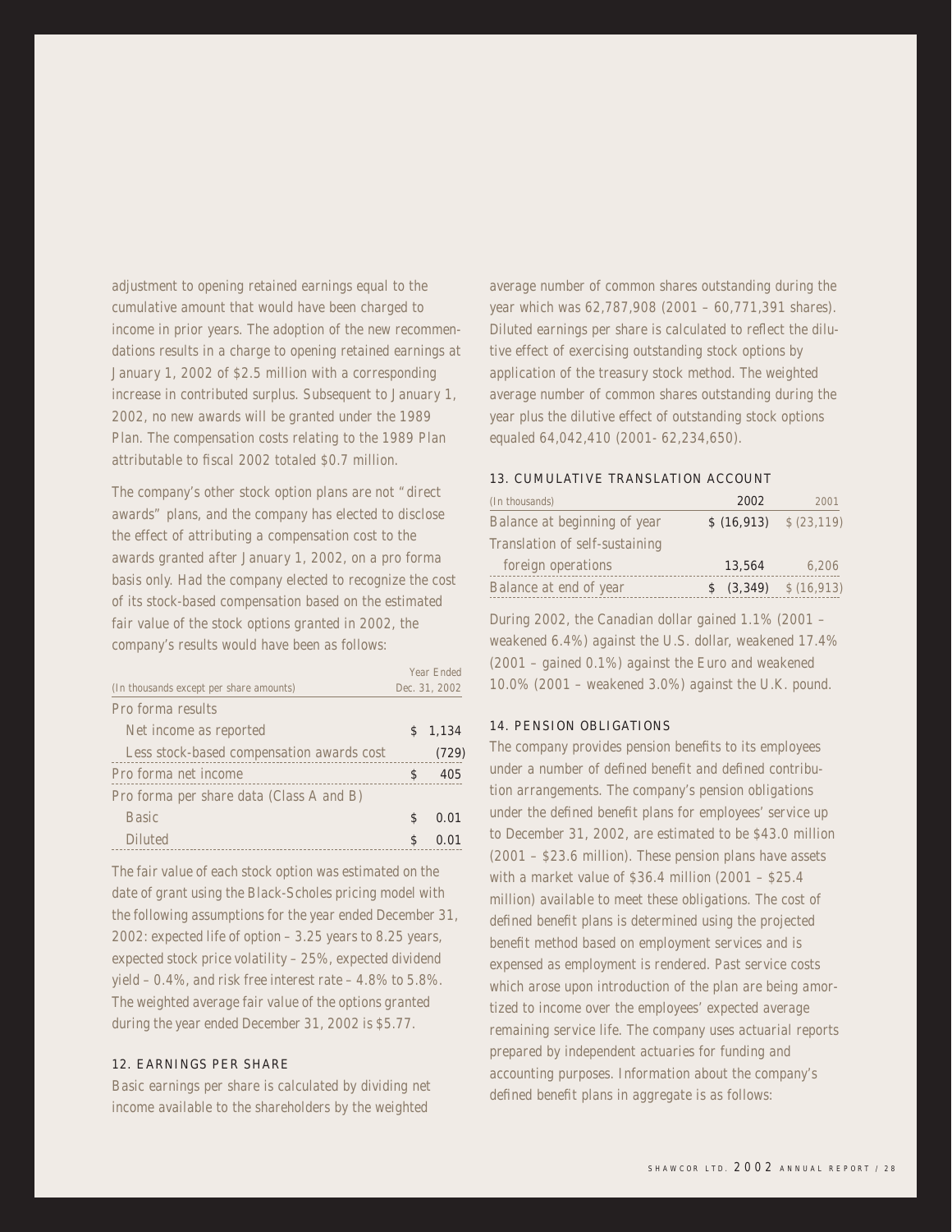adjustment to opening retained earnings equal to the cumulative amount that would have been charged to income in prior years. The adoption of the new recommendations results in a charge to opening retained earnings at January 1, 2002 of $2.5 million with a corresponding increase in contributed surplus. Subsequent to January 1, 2002, no new awards will be granted under the 1989 Plan. The compensation costs relating to the 1989 Plan attributable to fiscal 2002 totaled $0.7 million.

The company's other stock option plans are not "direct awards" plans, and the company has elected to disclose the effect of attributing a compensation cost to the awards granted after January 1, 2002, on a pro forma basis only. Had the company elected to recognize the cost of its stock-based compensation based on the estimated fair value of the stock options granted in 2002, the company's results would have been as follows:

| (In thousands except per share amounts) | Year Ended Dec. 31, 2002 |
|---|---|
| Pro forma results | |
| Net income as reported | $ 1,134 |
| Less stock-based compensation awards cost | (729) |
| Pro forma net income | $ 405 |
| Pro forma per share data (Class A and B) | |
| Basic | $ 0.01 |
| Diluted | $ 0.01 |

The fair value of each stock option was estimated on the date of grant using the Black-Scholes pricing model with the following assumptions for the year ended December 31, 2002: expected life of option – 3.25 years to 8.25 years, expected stock price volatility – 25%, expected dividend yield – 0.4%, and risk free interest rate – 4.8% to 5.8%. The weighted average fair value of the options granted during the year ended December 31, 2002 is $5.77.

## 12. EARNINGS PER SHARE

Basic earnings per share is calculated by dividing net income available to the shareholders by the weighted average number of common shares outstanding during the year which was 62,787,908 (2001 – 60,771,391 shares). Diluted earnings per share is calculated to reflect the dilutive effect of exercising outstanding stock options by application of the treasury stock method. The weighted average number of common shares outstanding during the year plus the dilutive effect of outstanding stock options equaled 64,042,410 (2001- 62,234,650).

## 13. CUMULATIVE TRANSLATION ACCOUNT

| (In thousands) | 2002 | 2001 |
|---|---|---|
| Balance at beginning of year | $ (16,913) | $ (23,119) |
| Translation of self-sustaining foreign operations | 13,564 | 6,206 |
| Balance at end of year | $ (3,349) | $ (16,913) |

During 2002, the Canadian dollar gained 1.1% (2001 – weakened 6.4%) against the U.S. dollar, weakened 17.4% (2001 – gained 0.1%) against the Euro and weakened 10.0% (2001 – weakened 3.0%) against the U.K. pound.

## 14. PENSION OBLIGATIONS

The company provides pension benefits to its employees under a number of defined benefit and defined contribution arrangements. The company's pension obligations under the defined benefit plans for employees' service up to December 31, 2002, are estimated to be $43.0 million (2001 – $23.6 million). These pension plans have assets with a market value of $36.4 million (2001 – $25.4 million) available to meet these obligations. The cost of defined benefit plans is determined using the projected benefit method based on employment services and is expensed as employment is rendered. Past service costs which arose upon introduction of the plan are being amortized to income over the employees' expected average remaining service life. The company uses actuarial reports prepared by independent actuaries for funding and accounting purposes. Information about the company's defined benefit plans in aggregate is as follows: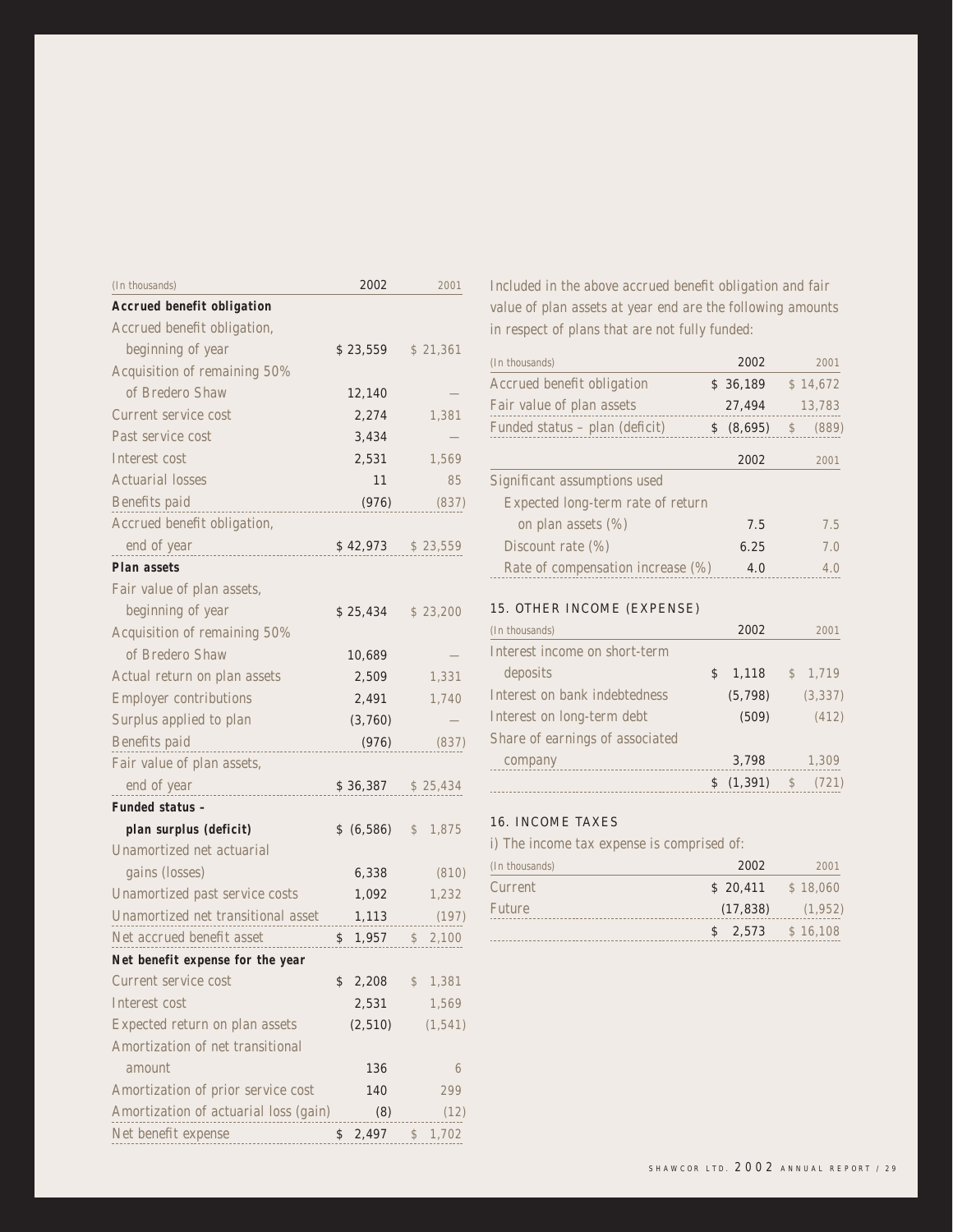| (In thousands) | 2002 | 2001 |
|---|---|---|
| **Accrued benefit obligation** | | |
| Accrued benefit obligation, beginning of year | $ 23,559 | $ 21,361 |
| Acquisition of remaining 50% of Bredero Shaw | 12,140 | — |
| Current service cost | 2,274 | 1,381 |
| Past service cost | 3,434 | — |
| Interest cost | 2,531 | 1,569 |
| Actuarial losses | 11 | 85 |
| Benefits paid | (976) | (837) |
| Accrued benefit obligation, end of year | $ 42,973 | $ 23,559 |
| **Plan assets** | | |
| Fair value of plan assets, beginning of year | $ 25,434 | $ 23,200 |
| Acquisition of remaining 50% of Bredero Shaw | 10,689 | — |
| Actual return on plan assets | 2,509 | 1,331 |
| Employer contributions | 2,491 | 1,740 |
| Surplus applied to plan | (3,760) | — |
| Benefits paid | (976) | (837) |
| Fair value of plan assets, end of year | $ 36,387 | $ 25,434 |
| **Funded status – plan surplus (deficit)** | $ (6,586) | $ 1,875 |
| Unamortized net actuarial gains (losses) | 6,338 | (810) |
| Unamortized past service costs | 1,092 | 1,232 |
| Unamortized net transitional asset | 1,113 | (197) |
| Net accrued benefit asset | $ 1,957 | $ 2,100 |
| **Net benefit expense for the year** | | |
| Current service cost | $ 2,208 | $ 1,381 |
| Interest cost | 2,531 | 1,569 |
| Expected return on plan assets | (2,510) | (1,541) |
| Amortization of net transitional amount | 136 | 6 |
| Amortization of prior service cost | 140 | 299 |
| Amortization of actuarial loss (gain) | (8) | (12) |
| Net benefit expense | $ 2,497 | $ 1,702 |

Included in the above accrued benefit obligation and fair value of plan assets at year end are the following amounts in respect of plans that are not fully funded:

| (In thousands) | 2002 | 2001 |
|---|---|---|
| Accrued benefit obligation | $ 36,189 | $ 14,672 |
| Fair value of plan assets | 27,494 | 13,783 |
| Funded status – plan (deficit) | $ (8,695) | $ (889) |

| | 2002 | 2001 |
|---|---|---|
| Significant assumptions used | | |
| Expected long-term rate of return on plan assets (%) | 7.5 | 7.5 |
| Discount rate (%) | 6.25 | 7.0 |
| Rate of compensation increase (%) | 4.0 | 4.0 |

## 15. OTHER INCOME (EXPENSE)

| (In thousands) | 2002 | 2001 |
|---|---|---|
| Interest income on short-term deposits | $ 1,118 | $ 1,719 |
| Interest on bank indebtedness | (5,798) | (3,337) |
| Interest on long-term debt | (509) | (412) |
| Share of earnings of associated company | 3,798 | 1,309 |
| | $ (1,391) | $ (721) |

## 16. INCOME TAXES

i) The income tax expense is comprised of:

| (In thousands) | 2002 | 2001 |
|---|---|---|
| Current | $ 20,411 | $ 18,060 |
| Future | (17,838) | (1,952) |
| | $ 2,573 | $ 16,108 |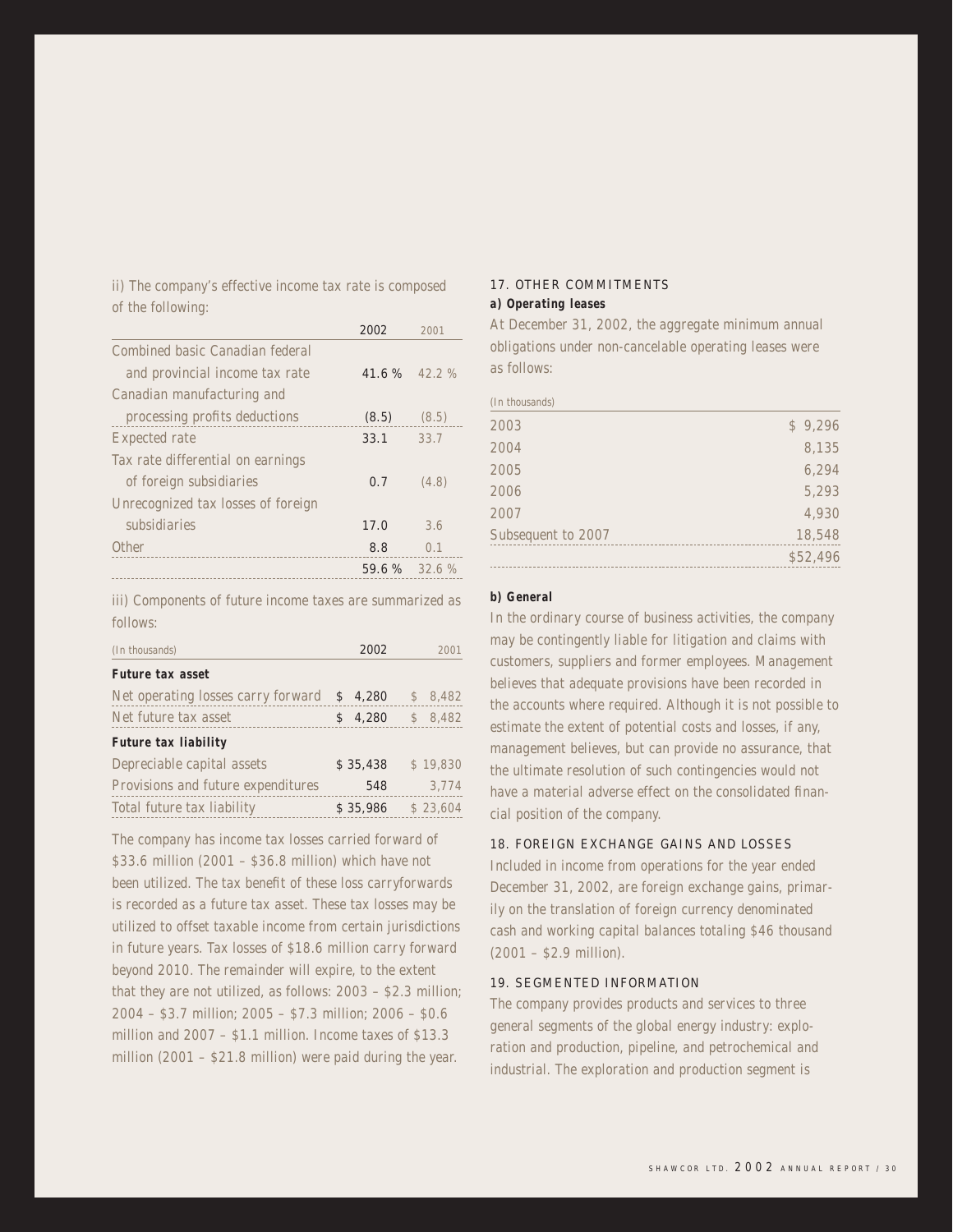ii) The company's effective income tax rate is composed of the following:

| | 2002 | 2001 |
|---|---|---|
| Combined basic Canadian federal and provincial income tax rate | 41.6 % | 42.2 % |
| Canadian manufacturing and processing profits deductions | (8.5) | (8.5) |
| Expected rate | 33.1 | 33.7 |
| Tax rate differential on earnings of foreign subsidiaries | 0.7 | (4.8) |
| Unrecognized tax losses of foreign subsidiaries | 17.0 | 3.6 |
| Other | 8.8 | 0.1 |
| | 59.6 % | 32.6 % |

iii) Components of future income taxes are summarized as follows:

| (In thousands) | 2002 | 2001 |
|---|---|---|
| **Future tax asset** | | |
| Net operating losses carry forward | $ 4,280 | $ 8,482 |
| Net future tax asset | $ 4,280 | $ 8,482 |
| **Future tax liability** | | |
| Depreciable capital assets | $ 35,438 | $ 19,830 |
| Provisions and future expenditures | 548 | 3,774 |
| Total future tax liability | $ 35,986 | $ 23,604 |

The company has income tax losses carried forward of $33.6 million (2001 – $36.8 million) which have not been utilized. The tax benefit of these loss carryforwards is recorded as a future tax asset. These tax losses may be utilized to offset taxable income from certain jurisdictions in future years. Tax losses of $18.6 million carry forward beyond 2010. The remainder will expire, to the extent that they are not utilized, as follows: 2003 – $2.3 million; 2004 – $3.7 million; 2005 – $7.3 million; 2006 – $0.6 million and 2007 – $1.1 million. Income taxes of $13.3 million (2001 – $21.8 million) were paid during the year.

## 17. OTHER COMMITMENTS

**a) Operating leases**

At December 31, 2002, the aggregate minimum annual obligations under non-cancelable operating leases were as follows:

| (In thousands) | |
|---|---|
| 2003 | $ 9,296 |
| 2004 | 8,135 |
| 2005 | 6,294 |
| 2006 | 5,293 |
| 2007 | 4,930 |
| Subsequent to 2007 | 18,548 |
| | $52,496 |

**b) General**

In the ordinary course of business activities, the company may be contingently liable for litigation and claims with customers, suppliers and former employees. Management believes that adequate provisions have been recorded in the accounts where required. Although it is not possible to estimate the extent of potential costs and losses, if any, management believes, but can provide no assurance, that the ultimate resolution of such contingencies would not have a material adverse effect on the consolidated financial position of the company.

## 18. FOREIGN EXCHANGE GAINS AND LOSSES

Included in income from operations for the year ended December 31, 2002, are foreign exchange gains, primarily on the translation of foreign currency denominated cash and working capital balances totaling $46 thousand (2001 – $2.9 million).

## 19. SEGMENTED INFORMATION

The company provides products and services to three general segments of the global energy industry: exploration and production, pipeline, and petrochemical and industrial. The exploration and production segment is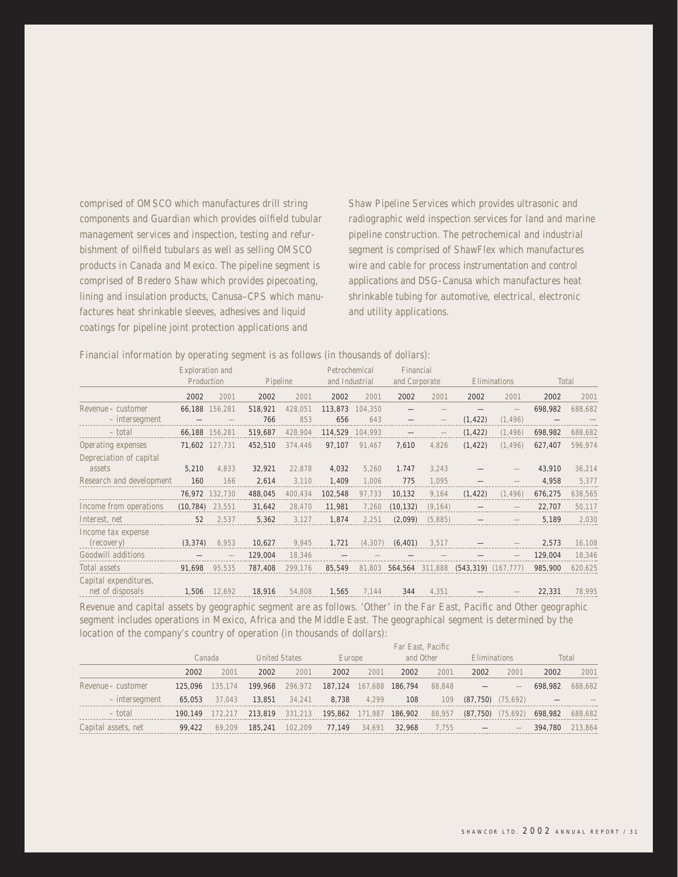comprised of OMSCO which manufactures drill string components and Guardian which provides oilfield tubular management services and inspection, testing and refurbishment of oilfield tubulars as well as selling OMSCO products in Canada and Mexico. The pipeline segment is comprised of Bredero Shaw which provides pipecoating, lining and insulation products, Canusa–CPS which manufactures heat shrinkable sleeves, adhesives and liquid coatings for pipeline joint protection applications and Shaw Pipeline Services which provides ultrasonic and radiographic weld inspection services for land and marine pipeline construction. The petrochemical and industrial segment is comprised of ShawFlex which manufactures wire and cable for process instrumentation and control applications and DSG–Canusa which manufactures heat shrinkable tubing for automotive, electrical, electronic and utility applications.

Financial information by operating segment is as follows (in thousands of dollars):

| | Exploration and Production | | Pipeline | | Petrochemical and Industrial | | Financial and Corporate | | Eliminations | | Total | |
|---|---|---|---|---|---|---|---|---|---|---|---|---|
| | 2002 | 2001 | 2002 | 2001 | 2002 | 2001 | 2002 | 2001 | 2002 | 2001 | 2002 | 2001 |
| Revenue – customer | 66,188 | 156,281 | 518,921 | 428,051 | 113,873 | 104,350 | — | — | — | — | 698,982 | 688,682 |
| – intersegment | — | — | 766 | 853 | 656 | 643 | — | — | (1,422) | (1,496) | — | — |
| – total | 66,188 | 156,281 | 519,687 | 428,904 | 114,529 | 104,993 | — | — | (1,422) | (1,496) | 698,982 | 688,682 |
| Operating expenses | 71,602 | 127,731 | 452,510 | 374,446 | 97,107 | 91,467 | 7,610 | 4,826 | (1,422) | (1,496) | 627,407 | 596,974 |
| Depreciation of capital assets | 5,210 | 4,833 | 32,921 | 22,878 | 4,032 | 5,260 | 1.747 | 3,243 | — | — | 43,910 | 36,214 |
| Research and development | 160 | 166 | 2,614 | 3,110 | 1,409 | 1,006 | 775 | 1,095 | — | — | 4,958 | 5,377 |
| | 76,972 | 132,730 | 488,045 | 400,434 | 102,548 | 97,733 | 10,132 | 9,164 | (1,422) | (1,496) | 676,275 | 638,565 |
| Income from operations | (10,784) | 23,551 | 31,642 | 28,470 | 11,981 | 7,260 | (10,132) | (9,164) | — | — | 22,707 | 50,117 |
| Interest, net | 52 | 2,537 | 5,362 | 3,127 | 1,874 | 2,251 | (2,099) | (5,885) | — | — | 5,189 | 2,030 |
| Income tax expense (recovery) | (3,374) | 6,953 | 10,627 | 9,945 | 1,721 | (4,307) | (6,401) | 3,517 | — | — | 2,573 | 16,108 |
| Goodwill additions | — | — | 129,004 | 18,346 | — | — | — | — | — | — | 129,004 | 18,346 |
| Total assets | 91,698 | 95,535 | 787,408 | 299,176 | 85,549 | 81,803 | 564,564 | 311,888 | (543,319) | (167,777) | 985,900 | 620,625 |
| Capital expenditures, net of disposals | 1,506 | 12,692 | 18,916 | 54,808 | 1,565 | 7,144 | 344 | 4,351 | — | — | 22,331 | 78,995 |

Revenue and capital assets by geographic segment are as follows. 'Other' in the Far East, Pacific and Other geographic segment includes operations in Mexico, Africa and the Middle East. The geographical segment is determined by the location of the company's country of operation (in thousands of dollars):

| | Canada | | United States | | Europe | | Far East, Pacific and Other | | Eliminations | | Total | |
|---|---|---|---|---|---|---|---|---|---|---|---|---|
| | 2002 | 2001 | 2002 | 2001 | 2002 | 2001 | 2002 | 2001 | 2002 | 2001 | 2002 | 2001 |
| Revenue – customer | 125,096 | 135,174 | 199,968 | 296,972 | 187,124 | 167,688 | 186,794 | 88,848 | — | — | 698,982 | 688,682 |
| – intersegment | 65,053 | 37,043 | 13,851 | 34,241 | 8,738 | 4,299 | 108 | 109 | (87,750) | (75,692) | — | — |
| – total | 190,149 | 172,217 | 213,819 | 331,213 | 195,862 | 171,987 | 186,902 | 88,957 | (87,750) | (75,692) | 698,982 | 688,682 |
| Capital assets, net | 99,422 | 69,209 | 185,241 | 102,209 | 77,149 | 34,691 | 32,968 | 7,755 | — | — | 394,780 | 213,864 |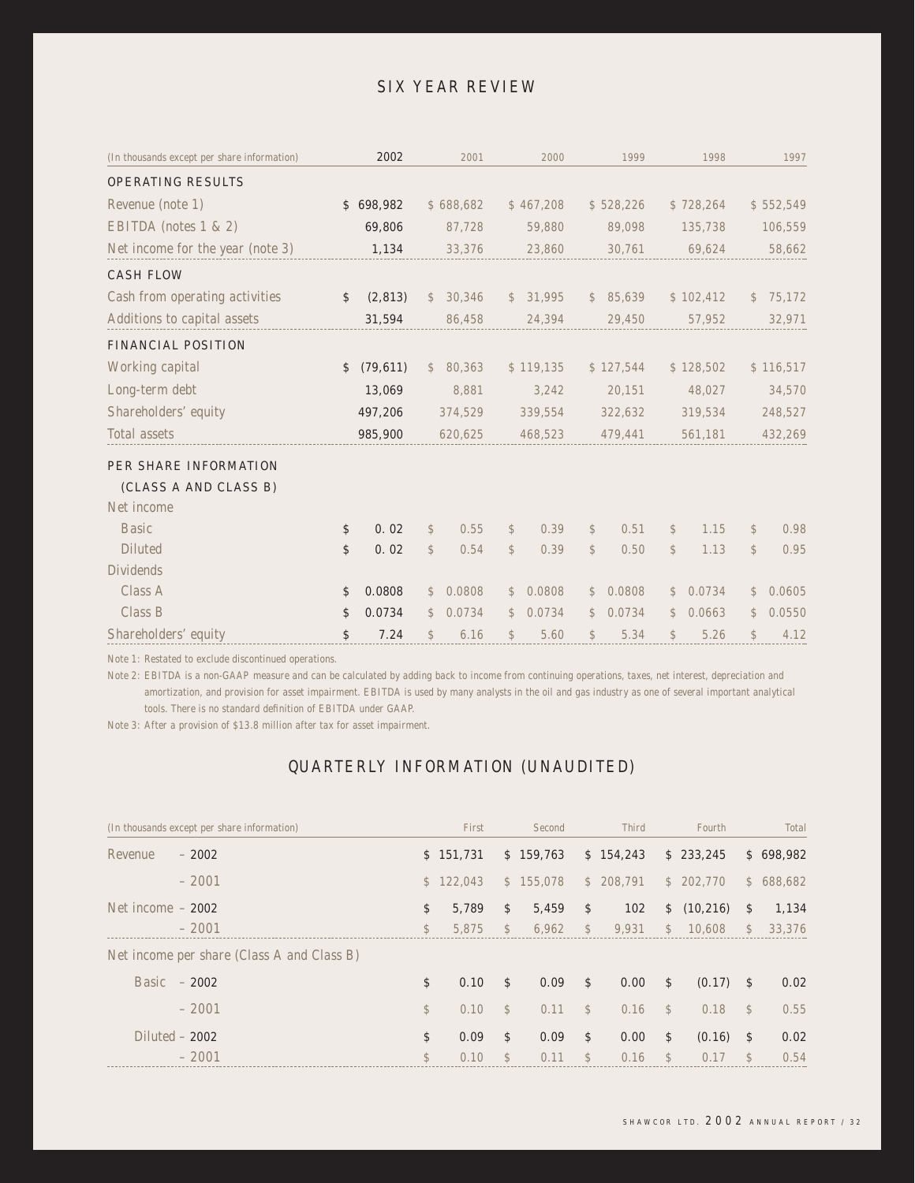# SIX YEAR REVIEW

| (In thousands except per share information) | 2002 | 2001 | 2000 | 1999 | 1998 | 1997 |
|---|---|---|---|---|---|---|
| **OPERATING RESULTS** | | | | | | |
| Revenue (note 1) | $ 698,982 | $ 688,682 | $ 467,208 | $ 528,226 | $ 728,264 | $ 552,549 |
| EBITDA (notes 1 & 2) | 69,806 | 87,728 | 59,880 | 89,098 | 135,738 | 106,559 |
| Net income for the year (note 3) | 1,134 | 33,376 | 23,860 | 30,761 | 69,624 | 58,662 |
| **CASH FLOW** | | | | | | |
| Cash from operating activities | $ (2,813) | $ 30,346 | $ 31,995 | $ 85,639 | $ 102,412 | $ 75,172 |
| Additions to capital assets | 31,594 | 86,458 | 24,394 | 29,450 | 57,952 | 32,971 |
| **FINANCIAL POSITION** | | | | | | |
| Working capital | $ (79,611) | $ 80,363 | $ 119,135 | $ 127,544 | $ 128,502 | $ 116,517 |
| Long-term debt | 13,069 | 8,881 | 3,242 | 20,151 | 48,027 | 34,570 |
| Shareholders' equity | 497,206 | 374,529 | 339,554 | 322,632 | 319,534 | 248,527 |
| Total assets | 985,900 | 620,625 | 468,523 | 479,441 | 561,181 | 432,269 |
| **PER SHARE INFORMATION (CLASS A AND CLASS B)** | | | | | | |
| Net income | | | | | | |
| Basic | $ 0.02 | $ 0.55 | $ 0.39 | $ 0.51 | $ 1.15 | $ 0.98 |
| Diluted | $ 0.02 | $ 0.54 | $ 0.39 | $ 0.50 | $ 1.13 | $ 0.95 |
| Dividends | | | | | | |
| Class A | $ 0.0808 | $ 0.0808 | $ 0.0808 | $ 0.0808 | $ 0.0734 | $ 0.0605 |
| Class B | $ 0.0734 | $ 0.0734 | $ 0.0734 | $ 0.0734 | $ 0.0663 | $ 0.0550 |
| Shareholders' equity | $ 7.24 | $ 6.16 | $ 5.60 | $ 5.34 | $ 5.26 | $ 4.12 |

*Note 1: Restated to exclude discontinued operations.*

*Note 2: EBITDA is a non-GAAP measure and can be calculated by adding back to income from continuing operations, taxes, net interest, depreciation and amortization, and provision for asset impairment. EBITDA is used by many analysts in the oil and gas industry as one of several important analytical tools. There is no standard definition of EBITDA under GAAP.*

*Note 3: After a provision of $13.8 million after tax for asset impairment.*

# QUARTERLY INFORMATION (UNAUDITED)

| (In thousands except per share information) | First | Second | Third | Fourth | Total |
|---|---|---|---|---|---|
| Revenue – 2002 | $ 151,731 | $ 159,763 | $ 154,243 | $ 233,245 | $ 698,982 |
| – 2001 | $ 122,043 | $ 155,078 | $ 208,791 | $ 202,770 | $ 688,682 |
| Net income – 2002 | $ 5,789 | $ 5,459 | $ 102 | $ (10,216) | $ 1,134 |
| – 2001 | $ 5,875 | $ 6,962 | $ 9,931 | $ 10,608 | $ 33,376 |
| Net income per share (Class A and Class B) | | | | | |
| Basic – 2002 | $ 0.10 | $ 0.09 | $ 0.00 | $ (0.17) | $ 0.02 |
| – 2001 | $ 0.10 | $ 0.11 | $ 0.16 | $ 0.18 | $ 0.55 |
| Diluted – 2002 | $ 0.09 | $ 0.09 | $ 0.00 | $ (0.16) | $ 0.02 |
| – 2001 | $ 0.10 | $ 0.11 | $ 0.16 | $ 0.17 | $ 0.54 |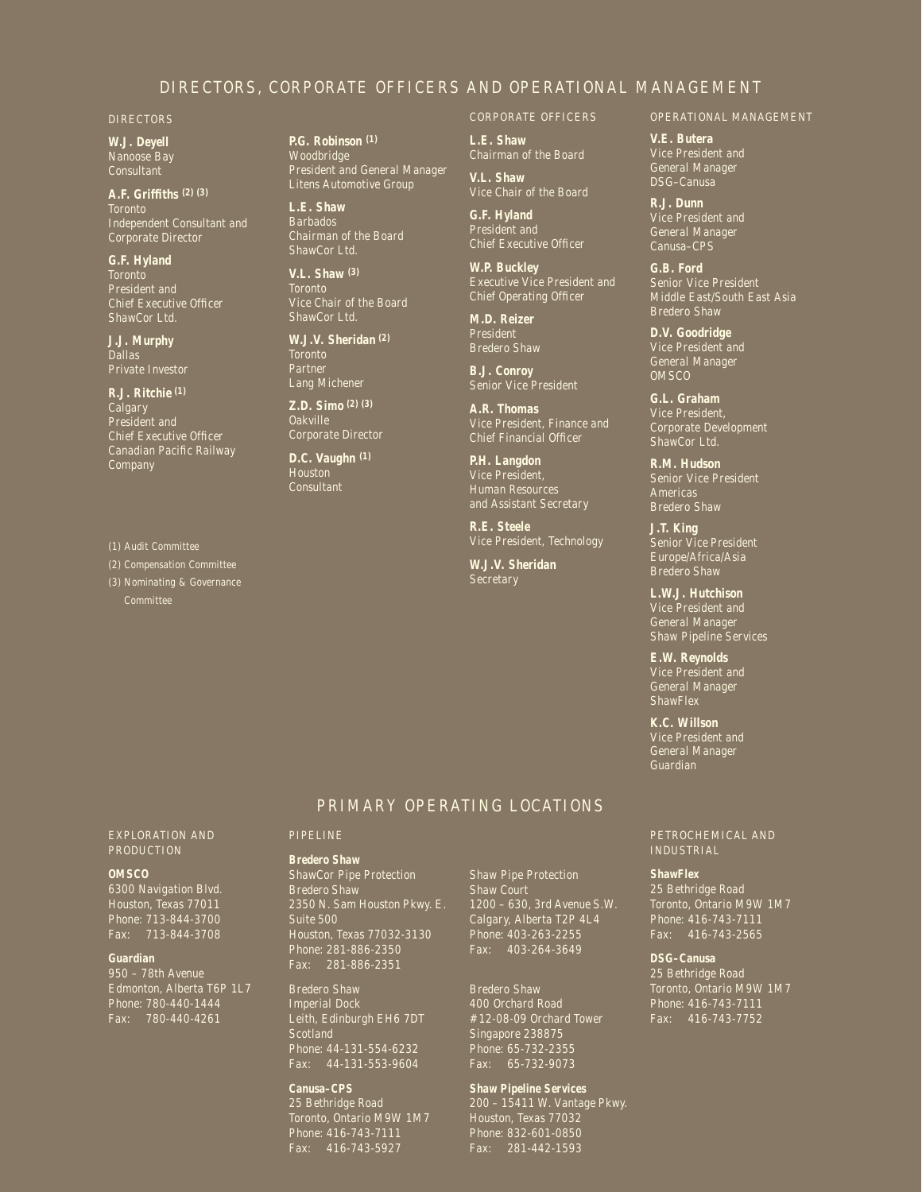# DIRECTORS, CORPORATE OFFICERS AND OPERATIONAL MANAGEMENT

## DIRECTORS

**W.J. Deyell**
Nanoose Bay
Consultant

**A.F. Griffiths** (2) (3)
Toronto
Independent Consultant and Corporate Director

**G.F. Hyland**
Toronto
President and Chief Executive Officer
ShawCor Ltd.

**J.J. Murphy**
Dallas
Private Investor

**R.J. Ritchie** (1)
Calgary
President and Chief Executive Officer
Canadian Pacific Railway Company

**P.G. Robinson** (1)
Woodbridge
President and General Manager
Litens Automotive Group

**L.E. Shaw**
Barbados
Chairman of the Board
ShawCor Ltd.

**V.L. Shaw** (3)
Toronto
Vice Chair of the Board
ShawCor Ltd.

**W.J.V. Sheridan** (2)
Toronto
Partner
Lang Michener

**Z.D. Simo** (2) (3)
Oakville
Corporate Director

**D.C. Vaughn** (1)
Houston
Consultant

(1) Audit Committee
(2) Compensation Committee
(3) Nominating & Governance Committee

## CORPORATE OFFICERS

**L.E. Shaw**
Chairman of the Board

**V.L. Shaw**
Vice Chair of the Board

**G.F. Hyland**
President and Chief Executive Officer

**W.P. Buckley**
Executive Vice President and Chief Operating Officer

**M.D. Reizer**
President
Bredero Shaw

**B.J. Conroy**
Senior Vice President

**A.R. Thomas**
Vice President, Finance and Chief Financial Officer

**P.H. Langdon**
Vice President, Human Resources and Assistant Secretary

**R.E. Steele**
Vice President, Technology

**W.J.V. Sheridan**
Secretary

## OPERATIONAL MANAGEMENT

**V.E. Butera**
Vice President and General Manager
DSG–Canusa

**R.J. Dunn**
Vice President and General Manager
Canusa–CPS

**G.B. Ford**
Senior Vice President
Middle East/South East Asia
Bredero Shaw

**D.V. Goodridge**
Vice President and General Manager
OMSCO

**G.L. Graham**
Vice President, Corporate Development
ShawCor Ltd.

**R.M. Hudson**
Senior Vice President
Americas
Bredero Shaw

**J.T. King**
Senior Vice President
Europe/Africa/Asia
Bredero Shaw

**L.W.J. Hutchison**
Vice President and General Manager
Shaw Pipeline Services

**E.W. Reynolds**
Vice President and General Manager
ShawFlex

**K.C. Willson**
Vice President and General Manager
Guardian

# PRIMARY OPERATING LOCATIONS

## EXPLORATION AND PRODUCTION

**OMSCO**
6300 Navigation Blvd.
Houston, Texas 77011
Phone: 713-844-3700
Fax: 713-844-3708

**Guardian**
950 – 78th Avenue
Edmonton, Alberta T6P 1L7
Phone: 780-440-1444
Fax: 780-440-4261

## PIPELINE

**Bredero Shaw**
ShawCor Pipe Protection
Bredero Shaw
2350 N. Sam Houston Pkwy. E.
Suite 500
Houston, Texas 77032-3130
Phone: 281-886-2350
Fax: 281-886-2351

Bredero Shaw
Imperial Dock
Leith, Edinburgh EH6 7DT
Scotland
Phone: 44-131-554-6232
Fax: 44-131-553-9604

**Canusa–CPS**
25 Bethridge Road
Toronto, Ontario M9W 1M7
Phone: 416-743-7111
Fax: 416-743-5927

Shaw Pipe Protection
Shaw Court
1200 – 630, 3rd Avenue S.W.
Calgary, Alberta T2P 4L4
Phone: 403-263-2255
Fax: 403-264-3649

Bredero Shaw
400 Orchard Road
#12-08-09 Orchard Tower
Singapore 238875
Phone: 65-732-2355
Fax: 65-732-9073

**Shaw Pipeline Services**
200 – 15411 W. Vantage Pkwy.
Houston, Texas 77032
Phone: 832-601-0850
Fax: 281-442-1593

## PETROCHEMICAL AND INDUSTRIAL

**ShawFlex**
25 Bethridge Road
Toronto, Ontario M9W 1M7
Phone: 416-743-7111
Fax: 416-743-2565

**DSG–Canusa**
25 Bethridge Road
Toronto, Ontario M9W 1M7
Phone: 416-743-7111
Fax: 416-743-7752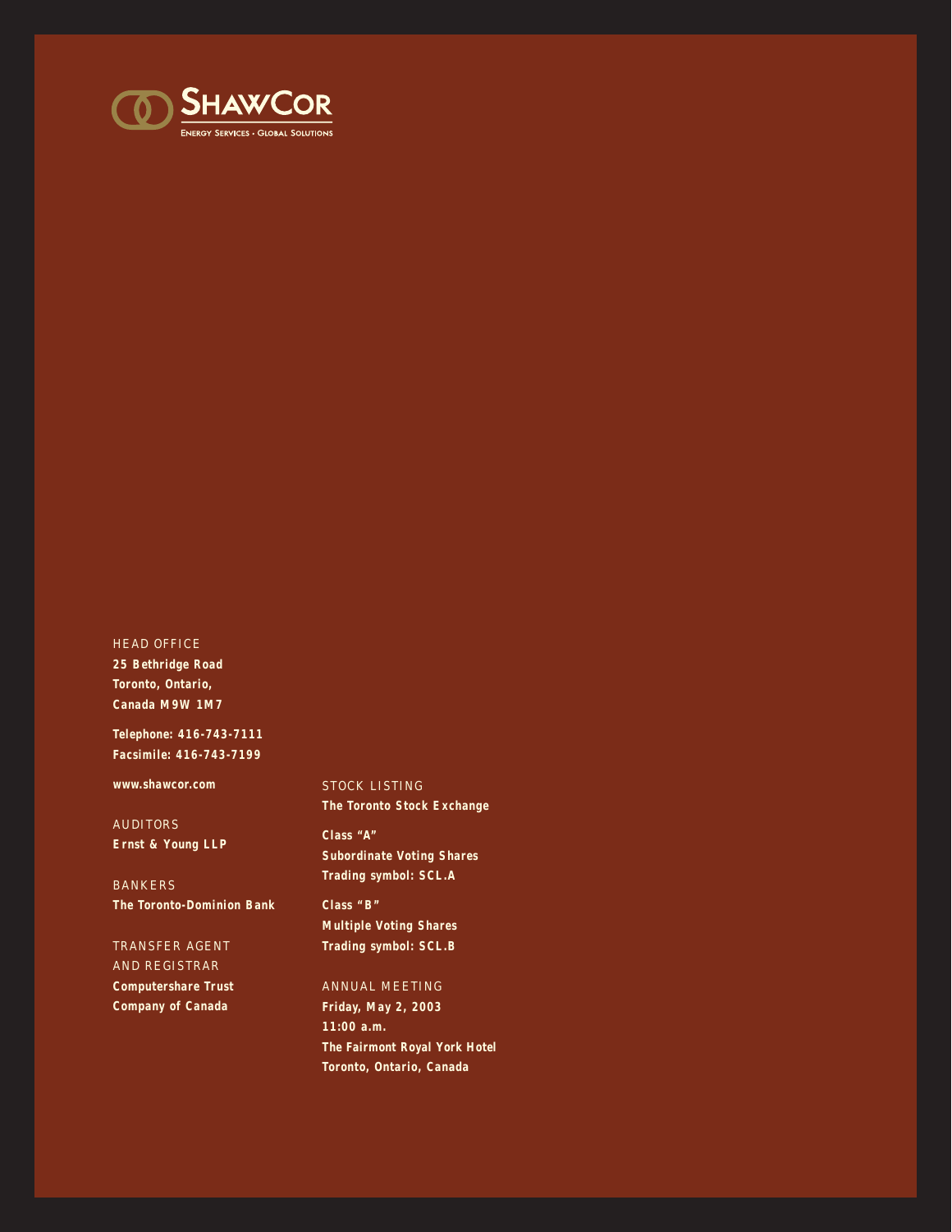SHAWCOR

ENERGY SERVICES · GLOBAL SOLUTIONS

HEAD OFFICE

**25 Bethridge Road**
**Toronto, Ontario,**
**Canada M9W 1M7**

**Telephone: 416-743-7111**
**Facsimile: 416-743-7199**

**www.shawcor.com**

AUDITORS

**Ernst & Young LLP**

BANKERS

**The Toronto-Dominion Bank**

TRANSFER AGENT
AND REGISTRAR

**Computershare Trust**
**Company of Canada**

STOCK LISTING

**The Toronto Stock Exchange**

**Class "A"**
**Subordinate Voting Shares**
**Trading symbol: SCL.A**

**Class "B"**
**Multiple Voting Shares**
**Trading symbol: SCL.B**

ANNUAL MEETING

**Friday, May 2, 2003**
**11:00 a.m.**
**The Fairmont Royal York Hotel**
**Toronto, Ontario, Canada**